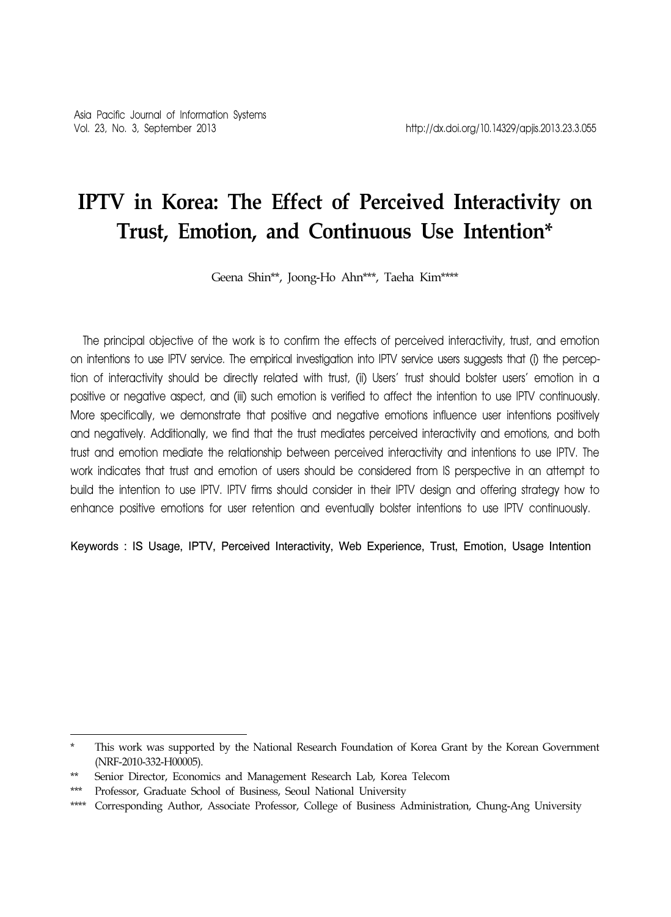# IPTV in Korea: The Effect of Perceived Interactivity on Trust, Emotion, and Continuous Use Intention*

Geena Shin**, Joong-Ho Ahn***, Taeha Kim****

The principal objective of the work is to confirm the effects of perceived interactivity, trust, and emotion on intentions to use IPTV service. The empirical investigation into IPTV service users suggests that (i) the perception of interactivity should be directly related with trust, (ii) Users' trust should bolster users' emotion in a positive or negative aspect, and (iii) such emotion is verified to affect the intention to use IPTV continuously. More specifically, we demonstrate that positive and negative emotions influence user intentions positively and negatively. Additionally, we find that the trust mediates perceived interactivity and emotions, and both trust and emotion mediate the relationship between perceived interactivity and intentions to use IPTV. The work indicates that trust and emotion of users should be considered from IS perspective in an attempt to build the intention to use IPTV. IPTV firms should consider in their IPTV design and offering strategy how to enhance positive emotions for user retention and eventually bolster intentions to use IPTV continuously.

Keywords : IS Usage, IPTV, Perceived Interactivity, Web Experience, Trust, Emotion, Usage Intention

---

\* This work was supported by the National Research Foundation of Korea Grant by the Korean Government (NRF-2010-332-H00005).

\*\* Senior Director, Economics and Management Research Lab, Korea Telecom

\*\*\* Professor, Graduate School of Business, Seoul National University

\*\*\*\* Corresponding Author, Associate Professor, College of Business Administration, Chung-Ang University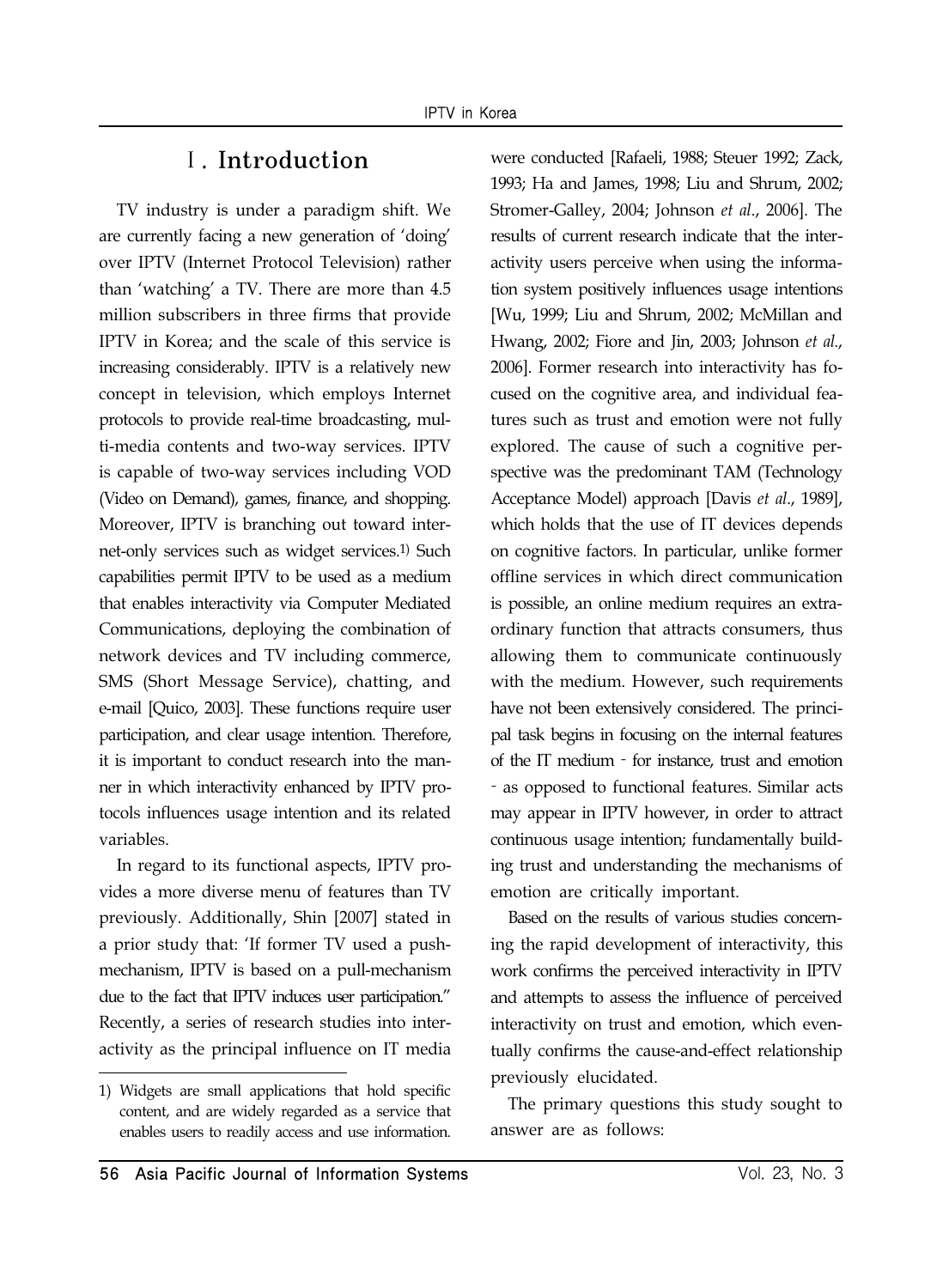# Ⅰ. Introduction

TV industry is under a paradigm shift. We are currently facing a new generation of 'doing' over IPTV (Internet Protocol Television) rather than 'watching' a TV. There are more than 4.5 million subscribers in three firms that provide IPTV in Korea; and the scale of this service is increasing considerably. IPTV is a relatively new concept in television, which employs Internet protocols to provide real-time broadcasting, multi-media contents and two-way services. IPTV is capable of two-way services including VOD (Video on Demand), games, finance, and shopping. Moreover, IPTV is branching out toward internet-only services such as widget services.[1] Such capabilities permit IPTV to be used as a medium that enables interactivity via Computer Mediated Communications, deploying the combination of network devices and TV including commerce, SMS (Short Message Service), chatting, and e-mail [Quico, 2003]. These functions require user participation, and clear usage intention. Therefore, it is important to conduct research into the manner in which interactivity enhanced by IPTV protocols influences usage intention and its related variables.

In regard to its functional aspects, IPTV provides a more diverse menu of features than TV previously. Additionally, Shin [2007] stated in a prior study that: 'If former TV used a push-mechanism, IPTV is based on a pull-mechanism due to the fact that IPTV induces user participation." Recently, a series of research studies into interactivity as the principal influence on IT media were conducted [Rafaeli, 1988; Steuer 1992; Zack, 1993; Ha and James, 1998; Liu and Shrum, 2002; Stromer-Galley, 2004; Johnson *et al*., 2006]. The results of current research indicate that the interactivity users perceive when using the information system positively influences usage intentions [Wu, 1999; Liu and Shrum, 2002; McMillan and Hwang, 2002; Fiore and Jin, 2003; Johnson *et al*., 2006]. Former research into interactivity has focused on the cognitive area, and individual features such as trust and emotion were not fully explored. The cause of such a cognitive perspective was the predominant TAM (Technology Acceptance Model) approach [Davis *et al*., 1989], which holds that the use of IT devices depends on cognitive factors. In particular, unlike former offline services in which direct communication is possible, an online medium requires an extraordinary function that attracts consumers, thus allowing them to communicate continuously with the medium. However, such requirements have not been extensively considered. The principal task begins in focusing on the internal features of the IT medium - for instance, trust and emotion - as opposed to functional features. Similar acts may appear in IPTV however, in order to attract continuous usage intention; fundamentally building trust and understanding the mechanisms of emotion are critically important.

Based on the results of various studies concerning the rapid development of interactivity, this work confirms the perceived interactivity in IPTV and attempts to assess the influence of perceived interactivity on trust and emotion, which eventually confirms the cause-and-effect relationship previously elucidated.

The primary questions this study sought to answer are as follows:

---

1) Widgets are small applications that hold specific content, and are widely regarded as a service that enables users to readily access and use information.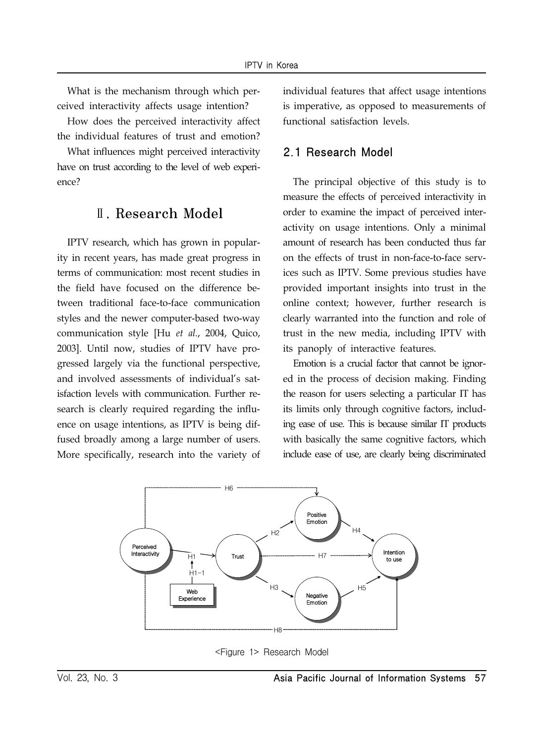What is the mechanism through which perceived interactivity affects usage intention?

How does the perceived interactivity affect the individual features of trust and emotion?

What influences might perceived interactivity have on trust according to the level of web experience?

# Ⅱ. Research Model

IPTV research, which has grown in popularity in recent years, has made great progress in terms of communication: most recent studies in the field have focused on the difference between traditional face-to-face communication styles and the newer computer-based two-way communication style [Hu *et al*., 2004, Quico, 2003]. Until now, studies of IPTV have progressed largely via the functional perspective, and involved assessments of individual's satisfaction levels with communication. Further research is clearly required regarding the influence on usage intentions, as IPTV is being diffused broadly among a large number of users. More specifically, research into the variety of individual features that affect usage intentions is imperative, as opposed to measurements of functional satisfaction levels.

## 2.1 Research Model

The principal objective of this study is to measure the effects of perceived interactivity in order to examine the impact of perceived interactivity on usage intentions. Only a minimal amount of research has been conducted thus far on the effects of trust in non-face-to-face services such as IPTV. Some previous studies have provided important insights into trust in the online context; however, further research is clearly warranted into the function and role of trust in the new media, including IPTV with its panoply of interactive features.

Emotion is a crucial factor that cannot be ignored in the process of decision making. Finding the reason for users selecting a particular IT has its limits only through cognitive factors, including ease of use. This is because similar IT products with basically the same cognitive factors, which include ease of use, are clearly being discriminated

<Figure 1> Research Model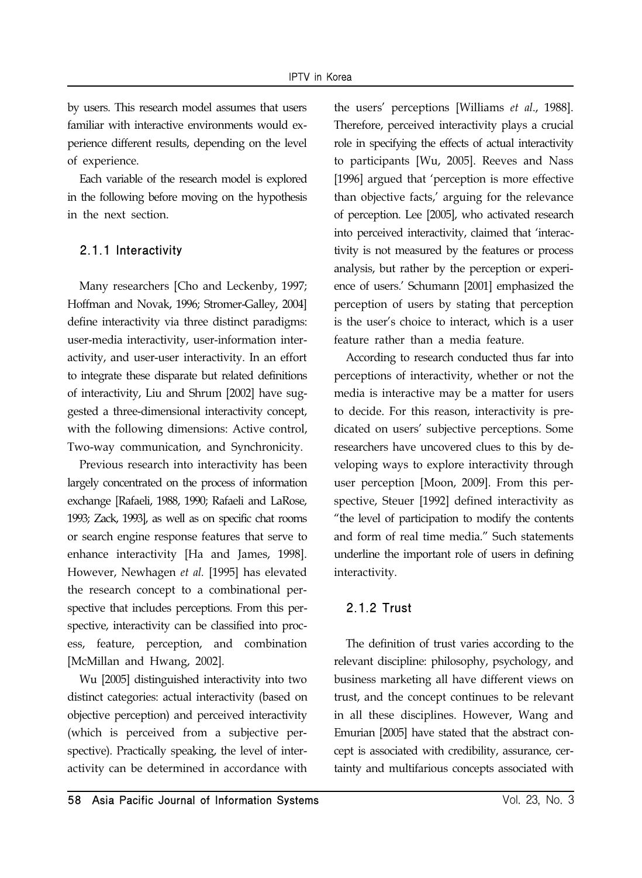by users. This research model assumes that users familiar with interactive environments would experience different results, depending on the level of experience.

Each variable of the research model is explored in the following before moving on the hypothesis in the next section.

### 2.1.1 Interactivity

Many researchers [Cho and Leckenby, 1997; Hoffman and Novak, 1996; Stromer-Galley, 2004] define interactivity via three distinct paradigms: user-media interactivity, user-information interactivity, and user-user interactivity. In an effort to integrate these disparate but related definitions of interactivity, Liu and Shrum [2002] have suggested a three-dimensional interactivity concept, with the following dimensions: Active control, Two-way communication, and Synchronicity.

Previous research into interactivity has been largely concentrated on the process of information exchange [Rafaeli, 1988, 1990; Rafaeli and LaRose, 1993; Zack, 1993], as well as on specific chat rooms or search engine response features that serve to enhance interactivity [Ha and James, 1998]. However, Newhagen *et al.* [1995] has elevated the research concept to a combinational perspective that includes perceptions. From this perspective, interactivity can be classified into process, feature, perception, and combination [McMillan and Hwang, 2002].

Wu [2005] distinguished interactivity into two distinct categories: actual interactivity (based on objective perception) and perceived interactivity (which is perceived from a subjective perspective). Practically speaking, the level of interactivity can be determined in accordance with the users' perceptions [Williams *et al*., 1988]. Therefore, perceived interactivity plays a crucial role in specifying the effects of actual interactivity to participants [Wu, 2005]. Reeves and Nass [1996] argued that 'perception is more effective than objective facts,' arguing for the relevance of perception. Lee [2005], who activated research into perceived interactivity, claimed that 'interactivity is not measured by the features or process analysis, but rather by the perception or experience of users.' Schumann [2001] emphasized the perception of users by stating that perception is the user's choice to interact, which is a user feature rather than a media feature.

According to research conducted thus far into perceptions of interactivity, whether or not the media is interactive may be a matter for users to decide. For this reason, interactivity is predicated on users' subjective perceptions. Some researchers have uncovered clues to this by developing ways to explore interactivity through user perception [Moon, 2009]. From this perspective, Steuer [1992] defined interactivity as "the level of participation to modify the contents and form of real time media." Such statements underline the important role of users in defining interactivity.

### 2.1.2 Trust

The definition of trust varies according to the relevant discipline: philosophy, psychology, and business marketing all have different views on trust, and the concept continues to be relevant in all these disciplines. However, Wang and Emurian [2005] have stated that the abstract concept is associated with credibility, assurance, certainty and multifarious concepts associated with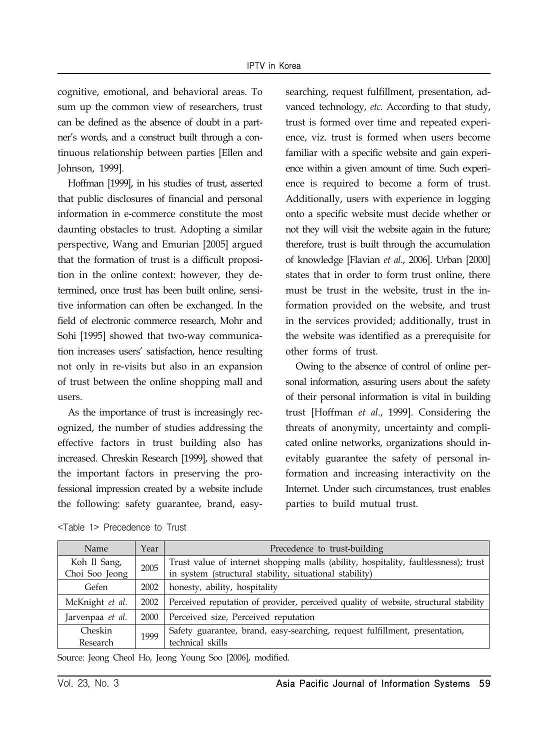cognitive, emotional, and behavioral areas. To sum up the common view of researchers, trust can be defined as the absence of doubt in a partner's words, and a construct built through a continuous relationship between parties [Ellen and Johnson, 1999].

Hoffman [1999], in his studies of trust, asserted that public disclosures of financial and personal information in e-commerce constitute the most daunting obstacles to trust. Adopting a similar perspective, Wang and Emurian [2005] argued that the formation of trust is a difficult proposition in the online context: however, they determined, once trust has been built online, sensitive information can often be exchanged. In the field of electronic commerce research, Mohr and Sohi [1995] showed that two-way communication increases users' satisfaction, hence resulting not only in re-visits but also in an expansion of trust between the online shopping mall and users.

As the importance of trust is increasingly recognized, the number of studies addressing the effective factors in trust building also has increased. Chreskin Research [1999], showed that the important factors in preserving the professional impression created by a website include the following: safety guarantee, brand, easy-searching, request fulfillment, presentation, advanced technology, *etc.* According to that study, trust is formed over time and repeated experience, viz. trust is formed when users become familiar with a specific website and gain experience within a given amount of time. Such experience is required to become a form of trust. Additionally, users with experience in logging onto a specific website must decide whether or not they will visit the website again in the future; therefore, trust is built through the accumulation of knowledge [Flavian *et al*., 2006]. Urban [2000] states that in order to form trust online, there must be trust in the website, trust in the information provided on the website, and trust in the services provided; additionally, trust in the website was identified as a prerequisite for other forms of trust.

Owing to the absence of control of online personal information, assuring users about the safety of their personal information is vital in building trust [Hoffman *et al*., 1999]. Considering the threats of anonymity, uncertainty and complicated online networks, organizations should inevitably guarantee the safety of personal information and increasing interactivity on the Internet. Under such circumstances, trust enables parties to build mutual trust.

<Table 1> Precedence to Trust

| Name | Year | Precedence to trust-building |
|---|---|---|
| Koh Il Sang, Choi Soo Jeong | 2005 | Trust value of internet shopping malls (ability, hospitality, faultlessness); trust in system (structural stability, situational stability) |
| Gefen | 2002 | honesty, ability, hospitality |
| McKnight *et al.* | 2002 | Perceived reputation of provider, perceived quality of website, structural stability |
| Jarvenpaa *et al.* | 2000 | Perceived size, Perceived reputation |
| Cheskin Research | 1999 | Safety guarantee, brand, easy-searching, request fulfillment, presentation, technical skills |

Source: Jeong Cheol Ho, Jeong Young Soo [2006], modified.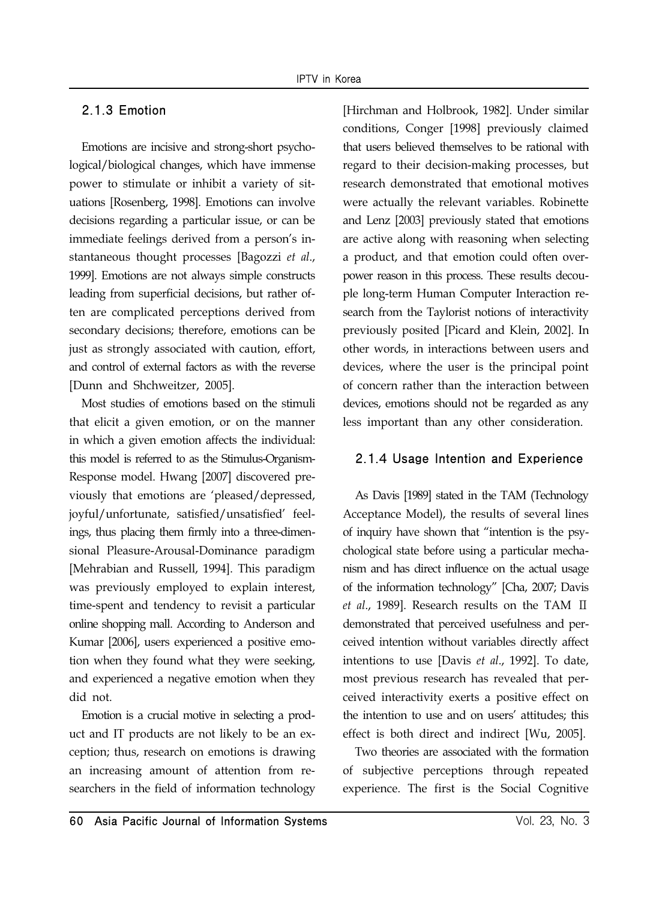### 2.1.3 Emotion

Emotions are incisive and strong-short psychological/biological changes, which have immense power to stimulate or inhibit a variety of situations [Rosenberg, 1998]. Emotions can involve decisions regarding a particular issue, or can be immediate feelings derived from a person's instantaneous thought processes [Bagozzi *et al*., 1999]. Emotions are not always simple constructs leading from superficial decisions, but rather often are complicated perceptions derived from secondary decisions; therefore, emotions can be just as strongly associated with caution, effort, and control of external factors as with the reverse [Dunn and Shchweitzer, 2005].

Most studies of emotions based on the stimuli that elicit a given emotion, or on the manner in which a given emotion affects the individual: this model is referred to as the Stimulus-Organism-Response model. Hwang [2007] discovered previously that emotions are 'pleased/depressed, joyful/unfortunate, satisfied/unsatisfied' feelings, thus placing them firmly into a three-dimensional Pleasure-Arousal-Dominance paradigm [Mehrabian and Russell, 1994]. This paradigm was previously employed to explain interest, time-spent and tendency to revisit a particular online shopping mall. According to Anderson and Kumar [2006], users experienced a positive emotion when they found what they were seeking, and experienced a negative emotion when they did not.

Emotion is a crucial motive in selecting a product and IT products are not likely to be an exception; thus, research on emotions is drawing an increasing amount of attention from researchers in the field of information technology [Hirchman and Holbrook, 1982]. Under similar conditions, Conger [1998] previously claimed that users believed themselves to be rational with regard to their decision-making processes, but research demonstrated that emotional motives were actually the relevant variables. Robinette and Lenz [2003] previously stated that emotions are active along with reasoning when selecting a product, and that emotion could often overpower reason in this process. These results decouple long-term Human Computer Interaction research from the Taylorist notions of interactivity previously posited [Picard and Klein, 2002]. In other words, in interactions between users and devices, where the user is the principal point of concern rather than the interaction between devices, emotions should not be regarded as any less important than any other consideration.

### 2.1.4 Usage Intention and Experience

As Davis [1989] stated in the TAM (Technology Acceptance Model), the results of several lines of inquiry have shown that "intention is the psychological state before using a particular mechanism and has direct influence on the actual usage of the information technology" [Cha, 2007; Davis *et al*., 1989]. Research results on the TAM Ⅱ demonstrated that perceived usefulness and perceived intention without variables directly affect intentions to use [Davis *et al*., 1992]. To date, most previous research has revealed that perceived interactivity exerts a positive effect on the intention to use and on users' attitudes; this effect is both direct and indirect [Wu, 2005].

Two theories are associated with the formation of subjective perceptions through repeated experience. The first is the Social Cognitive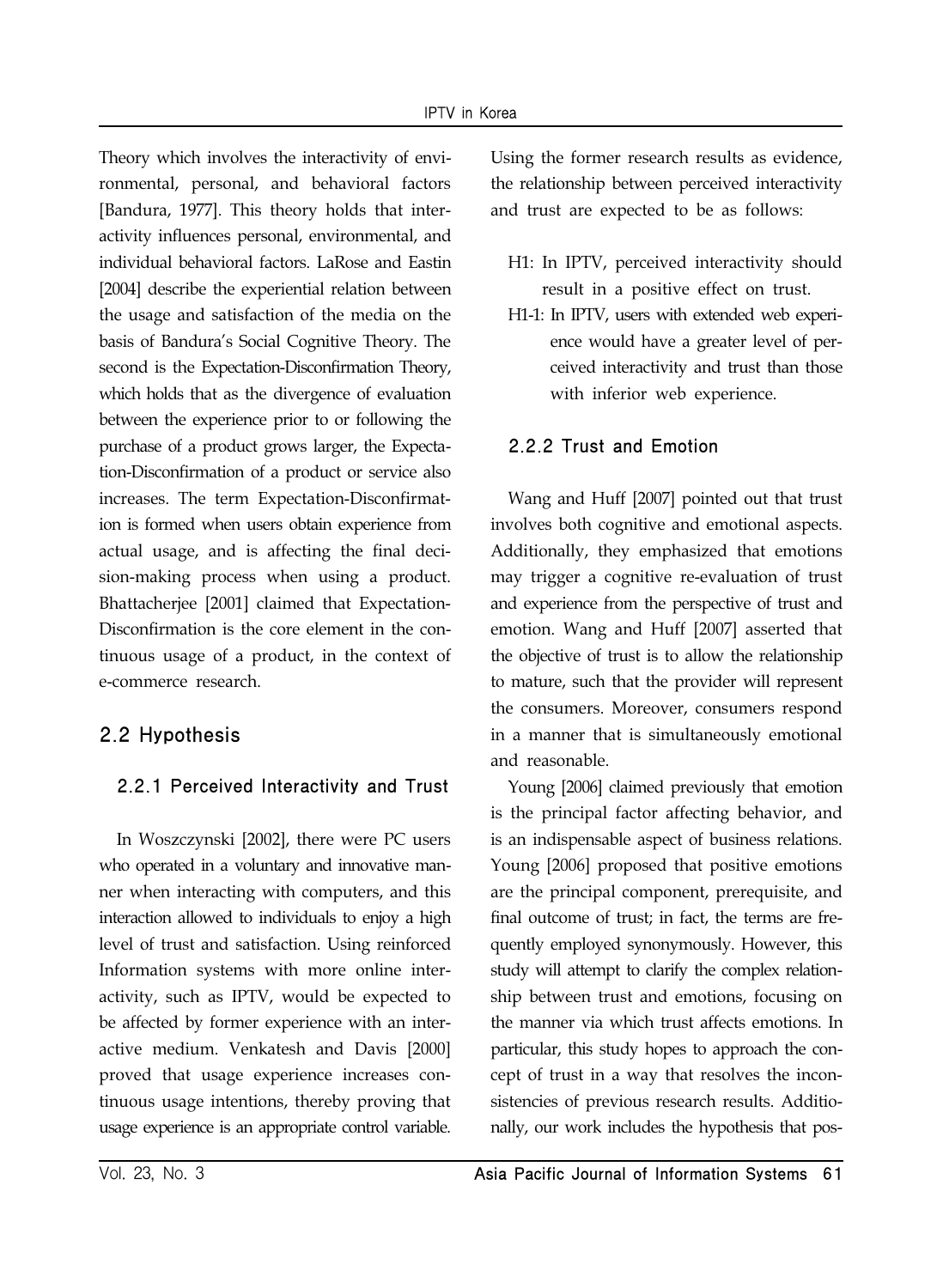Theory which involves the interactivity of environmental, personal, and behavioral factors [Bandura, 1977]. This theory holds that interactivity influences personal, environmental, and individual behavioral factors. LaRose and Eastin [2004] describe the experiential relation between the usage and satisfaction of the media on the basis of Bandura's Social Cognitive Theory. The second is the Expectation-Disconfirmation Theory, which holds that as the divergence of evaluation between the experience prior to or following the purchase of a product grows larger, the Expectation-Disconfirmation of a product or service also increases. The term Expectation-Disconfirmation is formed when users obtain experience from actual usage, and is affecting the final decision-making process when using a product. Bhattacherjee [2001] claimed that Expectation-Disconfirmation is the core element in the continuous usage of a product, in the context of e-commerce research.

## 2.2 Hypothesis

### 2.2.1 Perceived Interactivity and Trust

In Woszczynski [2002], there were PC users who operated in a voluntary and innovative manner when interacting with computers, and this interaction allowed to individuals to enjoy a high level of trust and satisfaction. Using reinforced Information systems with more online interactivity, such as IPTV, would be expected to be affected by former experience with an interactive medium. Venkatesh and Davis [2000] proved that usage experience increases continuous usage intentions, thereby proving that usage experience is an appropriate control variable. Using the former research results as evidence, the relationship between perceived interactivity and trust are expected to be as follows:

H1: In IPTV, perceived interactivity should result in a positive effect on trust.

H1-1: In IPTV, users with extended web experience would have a greater level of perceived interactivity and trust than those with inferior web experience.

### 2.2.2 Trust and Emotion

Wang and Huff [2007] pointed out that trust involves both cognitive and emotional aspects. Additionally, they emphasized that emotions may trigger a cognitive re-evaluation of trust and experience from the perspective of trust and emotion. Wang and Huff [2007] asserted that the objective of trust is to allow the relationship to mature, such that the provider will represent the consumers. Moreover, consumers respond in a manner that is simultaneously emotional and reasonable.

Young [2006] claimed previously that emotion is the principal factor affecting behavior, and is an indispensable aspect of business relations. Young [2006] proposed that positive emotions are the principal component, prerequisite, and final outcome of trust; in fact, the terms are frequently employed synonymously. However, this study will attempt to clarify the complex relationship between trust and emotions, focusing on the manner via which trust affects emotions. In particular, this study hopes to approach the concept of trust in a way that resolves the inconsistencies of previous research results. Additionally, our work includes the hypothesis that pos-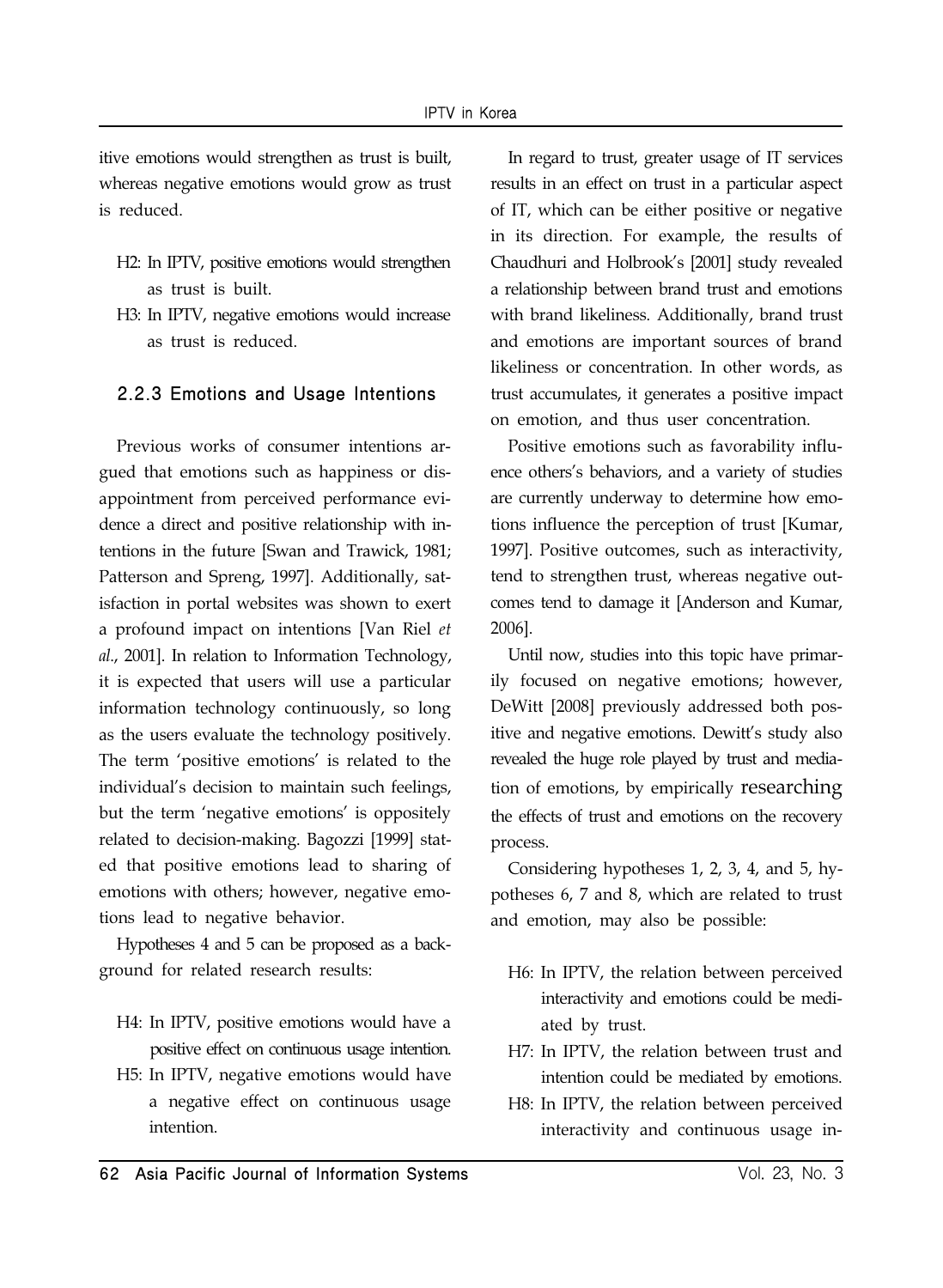itive emotions would strengthen as trust is built, whereas negative emotions would grow as trust is reduced.

- H2: In IPTV, positive emotions would strengthen as trust is built.
- H3: In IPTV, negative emotions would increase as trust is reduced.

### 2.2.3 Emotions and Usage Intentions

Previous works of consumer intentions argued that emotions such as happiness or disappointment from perceived performance evidence a direct and positive relationship with intentions in the future [Swan and Trawick, 1981; Patterson and Spreng, 1997]. Additionally, satisfaction in portal websites was shown to exert a profound impact on intentions [Van Riel *et al*., 2001]. In relation to Information Technology, it is expected that users will use a particular information technology continuously, so long as the users evaluate the technology positively. The term 'positive emotions' is related to the individual's decision to maintain such feelings, but the term 'negative emotions' is oppositely related to decision-making. Bagozzi [1999] stated that positive emotions lead to sharing of emotions with others; however, negative emotions lead to negative behavior.

Hypotheses 4 and 5 can be proposed as a background for related research results:

- H4: In IPTV, positive emotions would have a positive effect on continuous usage intention.
- H5: In IPTV, negative emotions would have a negative effect on continuous usage intention.

In regard to trust, greater usage of IT services results in an effect on trust in a particular aspect of IT, which can be either positive or negative in its direction. For example, the results of Chaudhuri and Holbrook's [2001] study revealed a relationship between brand trust and emotions with brand likeliness. Additionally, brand trust and emotions are important sources of brand likeliness or concentration. In other words, as trust accumulates, it generates a positive impact on emotion, and thus user concentration.

Positive emotions such as favorability influence others's behaviors, and a variety of studies are currently underway to determine how emotions influence the perception of trust [Kumar, 1997]. Positive outcomes, such as interactivity, tend to strengthen trust, whereas negative outcomes tend to damage it [Anderson and Kumar, 2006].

Until now, studies into this topic have primarily focused on negative emotions; however, DeWitt [2008] previously addressed both positive and negative emotions. Dewitt's study also revealed the huge role played by trust and mediation of emotions, by empirically researching the effects of trust and emotions on the recovery process.

Considering hypotheses 1, 2, 3, 4, and 5, hypotheses 6, 7 and 8, which are related to trust and emotion, may also be possible:

- H6: In IPTV, the relation between perceived interactivity and emotions could be mediated by trust.
- H7: In IPTV, the relation between trust and intention could be mediated by emotions.
- H8: In IPTV, the relation between perceived interactivity and continuous usage in-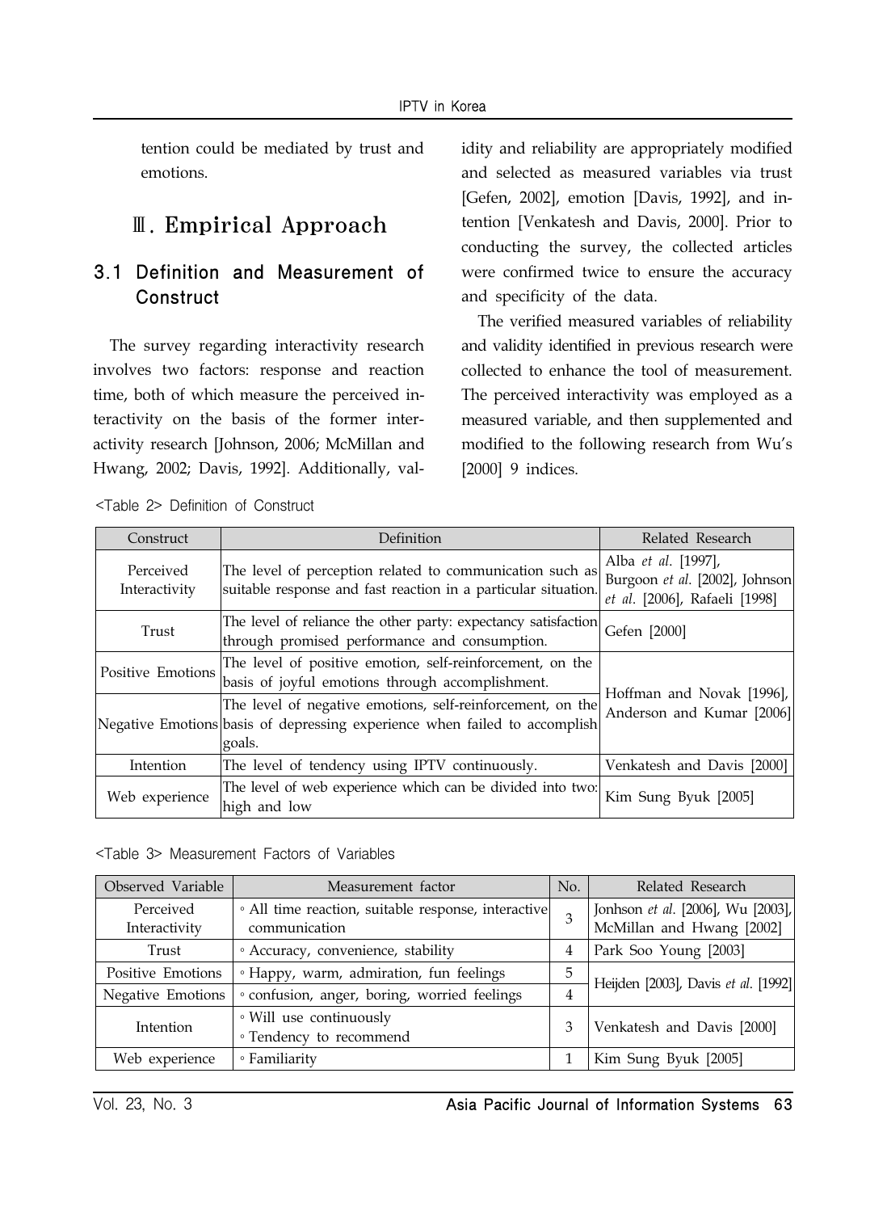tention could be mediated by trust and emotions.

# Ⅲ. Empirical Approach

## 3.1 Definition and Measurement of Construct

The survey regarding interactivity research involves two factors: response and reaction time, both of which measure the perceived interactivity on the basis of the former interactivity research [Johnson, 2006; McMillan and Hwang, 2002; Davis, 1992]. Additionally, validity and reliability are appropriately modified and selected as measured variables via trust [Gefen, 2002], emotion [Davis, 1992], and intention [Venkatesh and Davis, 2000]. Prior to conducting the survey, the collected articles were confirmed twice to ensure the accuracy and specificity of the data.

The verified measured variables of reliability and validity identified in previous research were collected to enhance the tool of measurement. The perceived interactivity was employed as a measured variable, and then supplemented and modified to the following research from Wu's [2000] 9 indices.

<Table 2> Definition of Construct

| Construct | Definition | Related Research |
|---|---|---|
| Perceived Interactivity | The level of perception related to communication such as suitable response and fast reaction in a particular situation. | Alba *et al.* [1997], Burgoon *et al.* [2002], Johnson *et al.* [2006], Rafaeli [1998] |
| Trust | The level of reliance the other party: expectancy satisfaction through promised performance and consumption. | Gefen [2000] |
| Positive Emotions | The level of positive emotion, self-reinforcement, on the basis of joyful emotions through accomplishment. | Hoffman and Novak [1996], Anderson and Kumar [2006] |
| Negative Emotions | The level of negative emotions, self-reinforcement, on the basis of depressing experience when failed to accomplish goals. | |
| Intention | The level of tendency using IPTV continuously. | Venkatesh and Davis [2000] |
| Web experience | The level of web experience which can be divided into two: high and low | Kim Sung Byuk [2005] |

<Table 3> Measurement Factors of Variables

| Observed Variable | Measurement factor | No. | Related Research |
|---|---|---|---|
| Perceived Interactivity | ◦ All time reaction, suitable response, interactive communication | 3 | Jonhson *et al.* [2006], Wu [2003], McMillan and Hwang [2002] |
| Trust | ◦ Accuracy, convenience, stability | 4 | Park Soo Young [2003] |
| Positive Emotions | ◦ Happy, warm, admiration, fun feelings | 5 | Heijden [2003], Davis *et al.* [1992] |
| Negative Emotions | ◦ confusion, anger, boring, worried feelings | 4 | |
| Intention | ◦ Will use continuously<br>◦ Tendency to recommend | 3 | Venkatesh and Davis [2000] |
| Web experience | ◦ Familiarity | 1 | Kim Sung Byuk [2005] |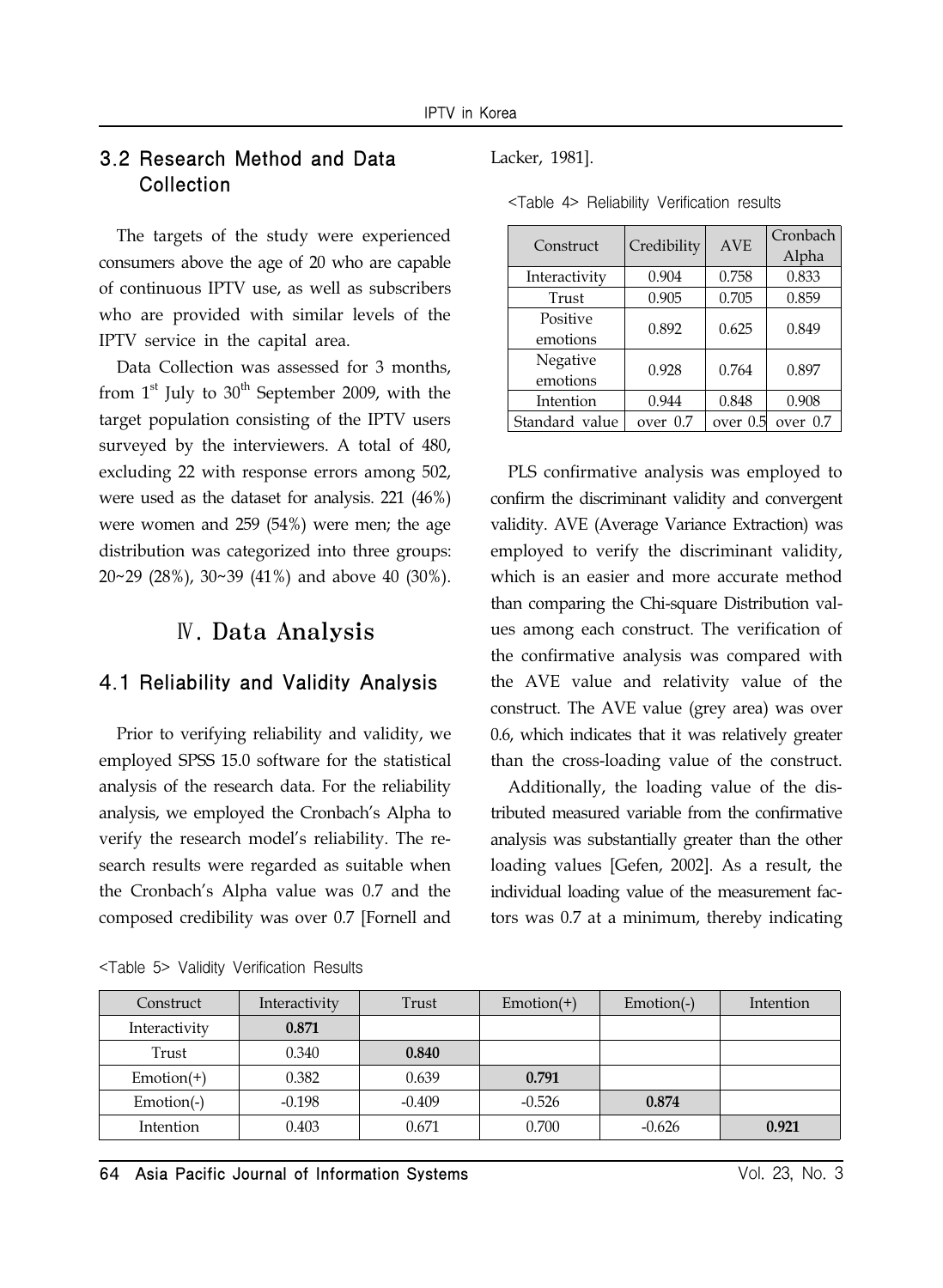### 3.2 Research Method and Data Collection

The targets of the study were experienced consumers above the age of 20 who are capable of continuous IPTV use, as well as subscribers who are provided with similar levels of the IPTV service in the capital area.

Data Collection was assessed for 3 months, from 1st July to 30th September 2009, with the target population consisting of the IPTV users surveyed by the interviewers. A total of 480, excluding 22 with response errors among 502, were used as the dataset for analysis. 221 (46%) were women and 259 (54%) were men; the age distribution was categorized into three groups: 20~29 (28%), 30~39 (41%) and above 40 (30%).

## Ⅳ. Data Analysis

### 4.1 Reliability and Validity Analysis

Prior to verifying reliability and validity, we employed SPSS 15.0 software for the statistical analysis of the research data. For the reliability analysis, we employed the Cronbach's Alpha to verify the research model's reliability. The research results were regarded as suitable when the Cronbach's Alpha value was 0.7 and the composed credibility was over 0.7 [Fornell and Lacker, 1981].

<Table 4> Reliability Verification results

| Construct | Credibility | AVE | Cronbach Alpha |
|---|---|---|---|
| Interactivity | 0.904 | 0.758 | 0.833 |
| Trust | 0.905 | 0.705 | 0.859 |
| Positive emotions | 0.892 | 0.625 | 0.849 |
| Negative emotions | 0.928 | 0.764 | 0.897 |
| Intention | 0.944 | 0.848 | 0.908 |
| Standard value | over 0.7 | over 0.5 | over 0.7 |

PLS confirmative analysis was employed to confirm the discriminant validity and convergent validity. AVE (Average Variance Extraction) was employed to verify the discriminant validity, which is an easier and more accurate method than comparing the Chi-square Distribution values among each construct. The verification of the confirmative analysis was compared with the AVE value and relativity value of the construct. The AVE value (grey area) was over 0.6, which indicates that it was relatively greater than the cross-loading value of the construct.

Additionally, the loading value of the distributed measured variable from the confirmative analysis was substantially greater than the other loading values [Gefen, 2002]. As a result, the individual loading value of the measurement factors was 0.7 at a minimum, thereby indicating

<Table 5> Validity Verification Results

| Construct | Interactivity | Trust | Emotion(+) | Emotion(-) | Intention |
|---|---|---|---|---|---|
| Interactivity | **0.871** | | | | |
| Trust | 0.340 | **0.840** | | | |
| Emotion(+) | 0.382 | 0.639 | **0.791** | | |
| Emotion(-) | -0.198 | -0.409 | -0.526 | **0.874** | |
| Intention | 0.403 | 0.671 | 0.700 | -0.626 | **0.921** |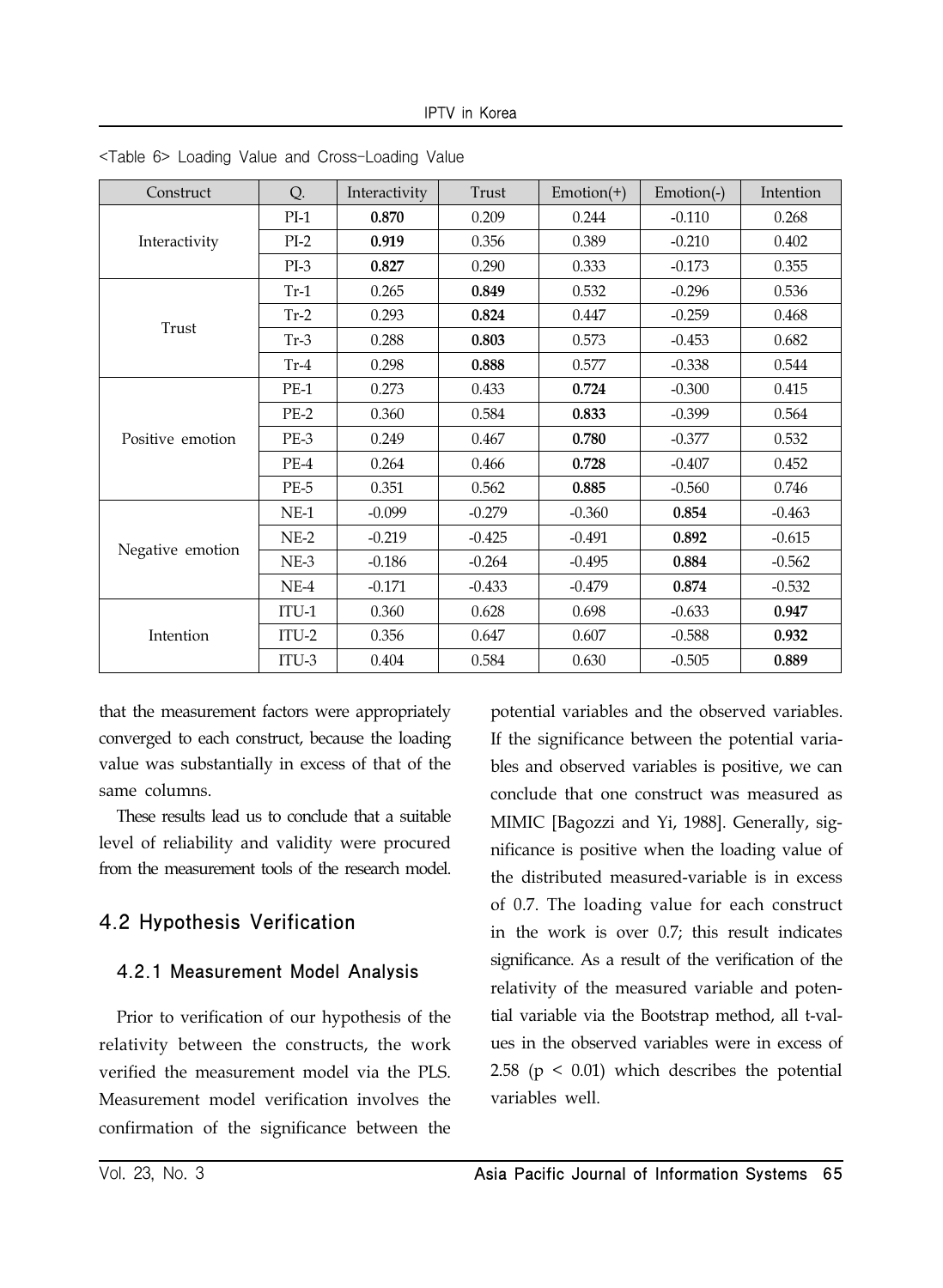<Table 6> Loading Value and Cross-Loading Value

| Construct | Q. | Interactivity | Trust | Emotion(+) | Emotion(-) | Intention |
|---|---|---|---|---|---|---|
| Interactivity | PI-1 | **0.870** | 0.209 | 0.244 | -0.110 | 0.268 |
| | PI-2 | **0.919** | 0.356 | 0.389 | -0.210 | 0.402 |
| | PI-3 | **0.827** | 0.290 | 0.333 | -0.173 | 0.355 |
| Trust | Tr-1 | 0.265 | **0.849** | 0.532 | -0.296 | 0.536 |
| | Tr-2 | 0.293 | **0.824** | 0.447 | -0.259 | 0.468 |
| | Tr-3 | 0.288 | **0.803** | 0.573 | -0.453 | 0.682 |
| | Tr-4 | 0.298 | **0.888** | 0.577 | -0.338 | 0.544 |
| Positive emotion | PE-1 | 0.273 | 0.433 | **0.724** | -0.300 | 0.415 |
| | PE-2 | 0.360 | 0.584 | **0.833** | -0.399 | 0.564 |
| | PE-3 | 0.249 | 0.467 | **0.780** | -0.377 | 0.532 |
| | PE-4 | 0.264 | 0.466 | **0.728** | -0.407 | 0.452 |
| | PE-5 | 0.351 | 0.562 | **0.885** | -0.560 | 0.746 |
| Negative emotion | NE-1 | -0.099 | -0.279 | -0.360 | **0.854** | -0.463 |
| | NE-2 | -0.219 | -0.425 | -0.491 | **0.892** | -0.615 |
| | NE-3 | -0.186 | -0.264 | -0.495 | **0.884** | -0.562 |
| | NE-4 | -0.171 | -0.433 | -0.479 | **0.874** | -0.532 |
| Intention | ITU-1 | 0.360 | 0.628 | 0.698 | -0.633 | **0.947** |
| | ITU-2 | 0.356 | 0.647 | 0.607 | -0.588 | **0.932** |
| | ITU-3 | 0.404 | 0.584 | 0.630 | -0.505 | **0.889** |

that the measurement factors were appropriately converged to each construct, because the loading value was substantially in excess of that of the same columns.

These results lead us to conclude that a suitable level of reliability and validity were procured from the measurement tools of the research model.

## 4.2 Hypothesis Verification

### 4.2.1 Measurement Model Analysis

Prior to verification of our hypothesis of the relativity between the constructs, the work verified the measurement model via the PLS. Measurement model verification involves the confirmation of the significance between the potential variables and the observed variables. If the significance between the potential variables and observed variables is positive, we can conclude that one construct was measured as MIMIC [Bagozzi and Yi, 1988]. Generally, significance is positive when the loading value of the distributed measured-variable is in excess of 0.7. The loading value for each construct in the work is over 0.7; this result indicates significance. As a result of the verification of the relativity of the measured variable and potential variable via the Bootstrap method, all t-values in the observed variables were in excess of 2.58 ($p < 0.01$) which describes the potential variables well.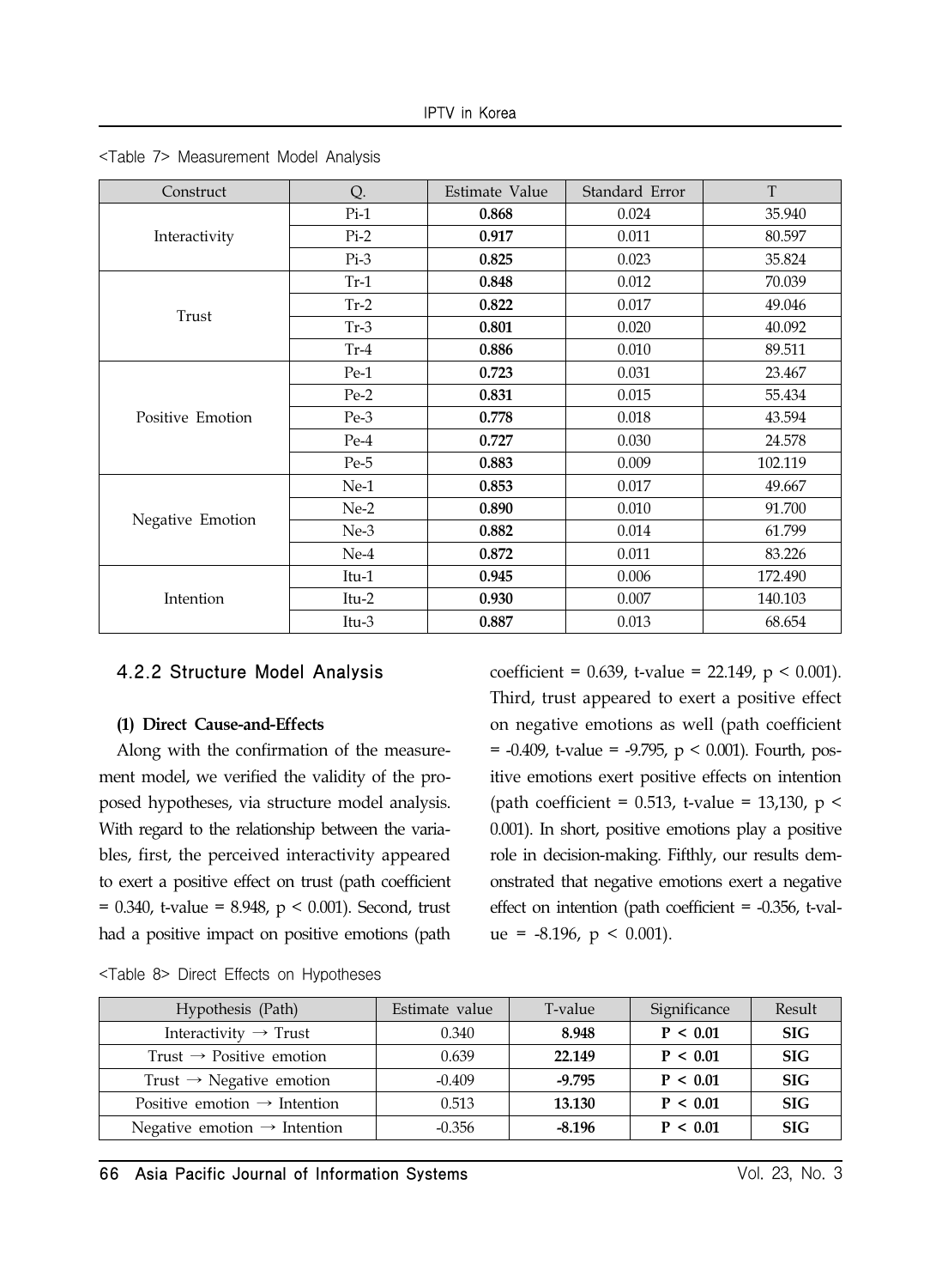<Table 7> Measurement Model Analysis

| Construct | Q. | Estimate Value | Standard Error | T |
|---|---|---|---|---|
| Interactivity | Pi-1 | **0.868** | 0.024 | 35.940 |
| | Pi-2 | **0.917** | 0.011 | 80.597 |
| | Pi-3 | **0.825** | 0.023 | 35.824 |
| Trust | Tr-1 | **0.848** | 0.012 | 70.039 |
| | Tr-2 | **0.822** | 0.017 | 49.046 |
| | Tr-3 | **0.801** | 0.020 | 40.092 |
| | Tr-4 | **0.886** | 0.010 | 89.511 |
| Positive Emotion | Pe-1 | **0.723** | 0.031 | 23.467 |
| | Pe-2 | **0.831** | 0.015 | 55.434 |
| | Pe-3 | **0.778** | 0.018 | 43.594 |
| | Pe-4 | **0.727** | 0.030 | 24.578 |
| | Pe-5 | **0.883** | 0.009 | 102.119 |
| Negative Emotion | Ne-1 | **0.853** | 0.017 | 49.667 |
| | Ne-2 | **0.890** | 0.010 | 91.700 |
| | Ne-3 | **0.882** | 0.014 | 61.799 |
| | Ne-4 | **0.872** | 0.011 | 83.226 |
| Intention | Itu-1 | **0.945** | 0.006 | 172.490 |
| | Itu-2 | **0.930** | 0.007 | 140.103 |
| | Itu-3 | **0.887** | 0.013 | 68.654 |

### 4.2.2 Structure Model Analysis

**(1) Direct Cause-and-Effects**

Along with the confirmation of the measurement model, we verified the validity of the proposed hypotheses, via structure model analysis. With regard to the relationship between the variables, first, the perceived interactivity appeared to exert a positive effect on trust (path coefficient = 0.340, t-value = 8.948, $p < 0.001$). Second, trust had a positive impact on positive emotions (path coefficient = 0.639, t-value = 22.149, $p < 0.001$). Third, trust appeared to exert a positive effect on negative emotions as well (path coefficient = -0.409, t-value = -9.795, $p < 0.001$). Fourth, positive emotions exert positive effects on intention (path coefficient = 0.513, t-value = 13,130, $p < 0.001$). In short, positive emotions play a positive role in decision-making. Fifthly, our results demonstrated that negative emotions exert a negative effect on intention (path coefficient = -0.356, t-value = -8.196, $p < 0.001$).

<Table 8> Direct Effects on Hypotheses

| Hypothesis (Path) | Estimate value | T-value | Significance | Result |
|---|---|---|---|---|
| Interactivity → Trust | 0.340 | **8.948** | **P < 0.01** | **SIG** |
| Trust → Positive emotion | 0.639 | **22.149** | **P < 0.01** | **SIG** |
| Trust → Negative emotion | -0.409 | **-9.795** | **P < 0.01** | **SIG** |
| Positive emotion → Intention | 0.513 | **13.130** | **P < 0.01** | **SIG** |
| Negative emotion → Intention | -0.356 | **-8.196** | **P < 0.01** | **SIG** |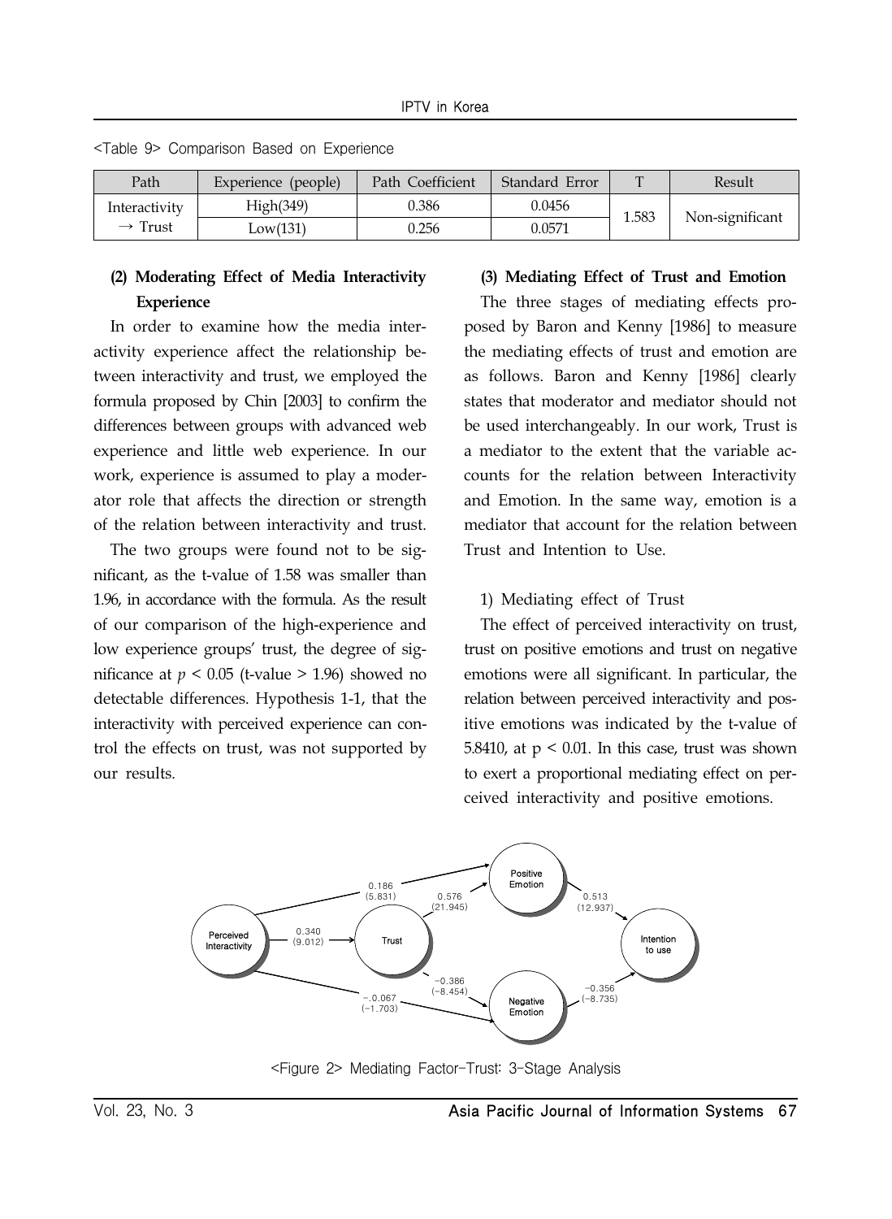<Table 9> Comparison Based on Experience

| Path | Experience (people) | Path Coefficient | Standard Error | T | Result |
|---|---|---|---|---|---|
| Interactivity → Trust | High(349) | 0.386 | 0.0456 | 1.583 | Non-significant |
| | Low(131) | 0.256 | 0.0571 | | |

**(2) Moderating Effect of Media Interactivity Experience**

In order to examine how the media interactivity experience affect the relationship between interactivity and trust, we employed the formula proposed by Chin [2003] to confirm the differences between groups with advanced web experience and little web experience. In our work, experience is assumed to play a moderator role that affects the direction or strength of the relation between interactivity and trust.

The two groups were found not to be significant, as the t-value of 1.58 was smaller than 1.96, in accordance with the formula. As the result of our comparison of the high-experience and low experience groups' trust, the degree of significance at $p < 0.05$ (t-value > 1.96) showed no detectable differences. Hypothesis 1-1, that the interactivity with perceived experience can control the effects on trust, was not supported by our results.

**(3) Mediating Effect of Trust and Emotion**

The three stages of mediating effects proposed by Baron and Kenny [1986] to measure the mediating effects of trust and emotion are as follows. Baron and Kenny [1986] clearly states that moderator and mediator should not be used interchangeably. In our work, Trust is a mediator to the extent that the variable accounts for the relation between Interactivity and Emotion. In the same way, emotion is a mediator that account for the relation between Trust and Intention to Use.

1) Mediating effect of Trust

The effect of perceived interactivity on trust, trust on positive emotions and trust on negative emotions were all significant. In particular, the relation between perceived interactivity and positive emotions was indicated by the t-value of 5.8410, at $p < 0.01$. In this case, trust was shown to exert a proportional mediating effect on perceived interactivity and positive emotions.

<Figure 2> Mediating Factor-Trust: 3-Stage Analysis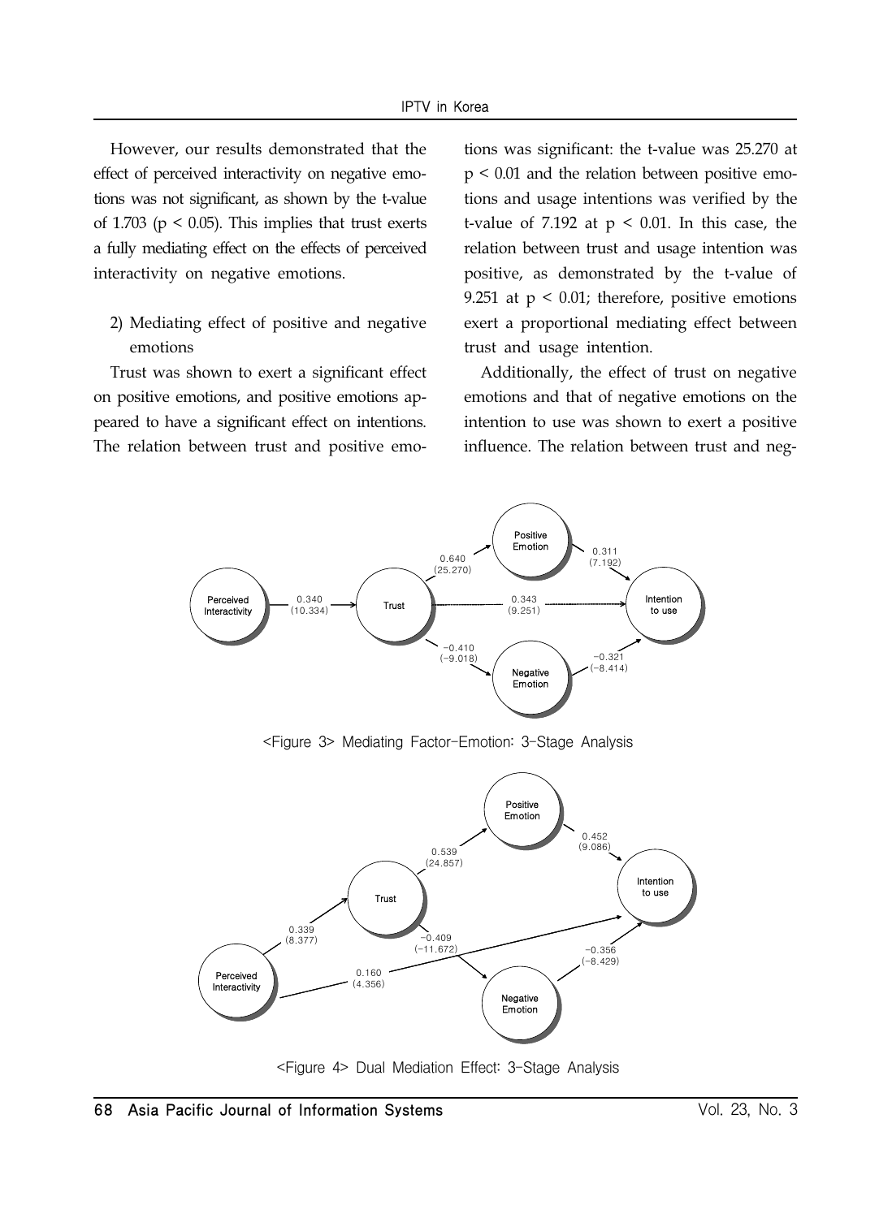However, our results demonstrated that the effect of perceived interactivity on negative emotions was not significant, as shown by the t-value of 1.703 ($p < 0.05$). This implies that trust exerts a fully mediating effect on the effects of perceived interactivity on negative emotions.

2) Mediating effect of positive and negative emotions

Trust was shown to exert a significant effect on positive emotions, and positive emotions appeared to have a significant effect on intentions. The relation between trust and positive emotions was significant: the t-value was 25.270 at $p < 0.01$ and the relation between positive emotions and usage intentions was verified by the t-value of 7.192 at $p < 0.01$. In this case, the relation between trust and usage intention was positive, as demonstrated by the t-value of 9.251 at $p < 0.01$; therefore, positive emotions exert a proportional mediating effect between trust and usage intention.

Additionally, the effect of trust on negative emotions and that of negative emotions on the intention to use was shown to exert a positive influence. The relation between trust and neg-

<Figure 3> Mediating Factor-Emotion: 3-Stage Analysis

<Figure 4> Dual Mediation Effect: 3-Stage Analysis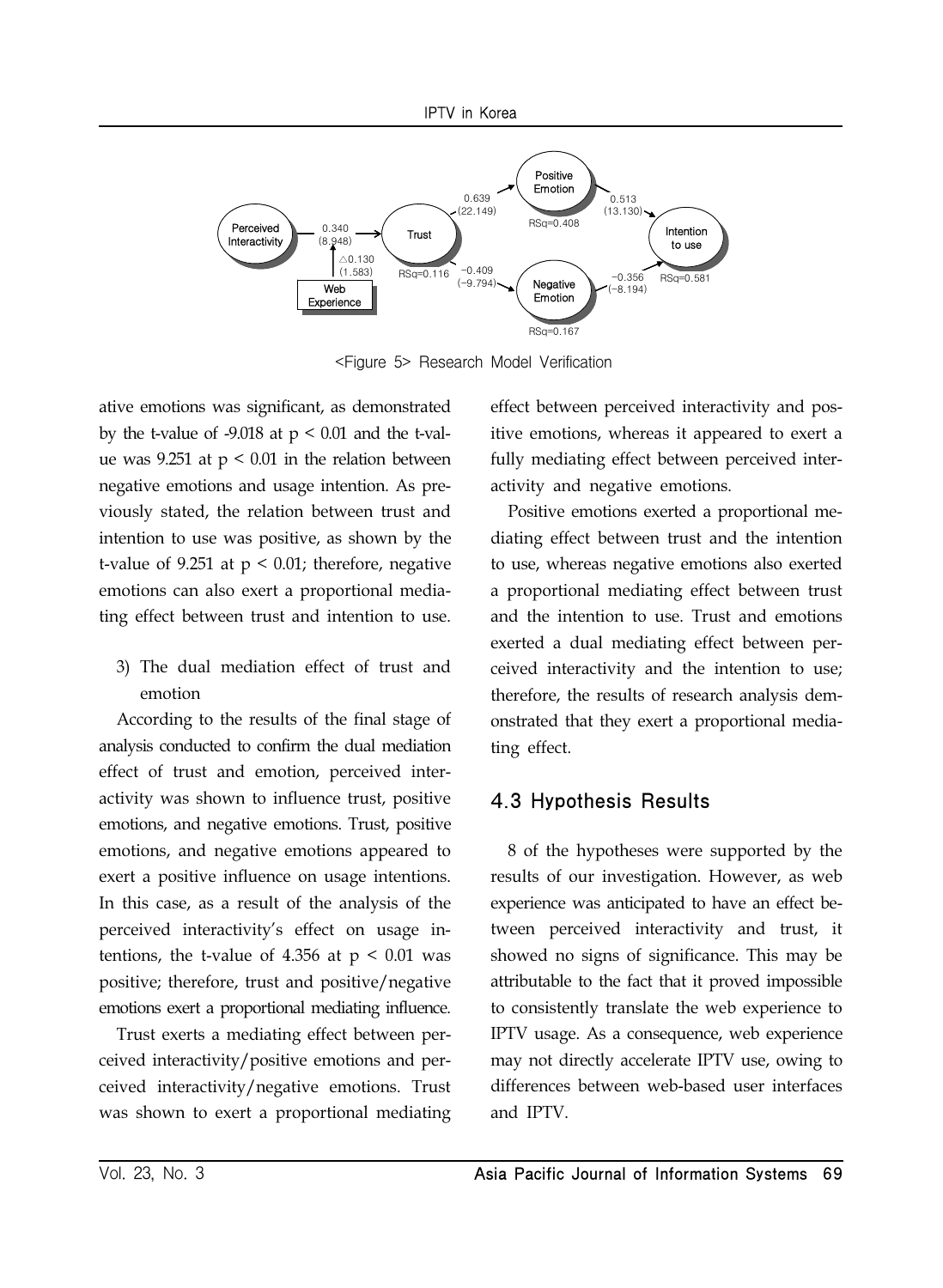<Figure 5> Research Model Verification

ative emotions was significant, as demonstrated by the t-value of -9.018 at $p < 0.01$ and the t-value was 9.251 at $p < 0.01$ in the relation between negative emotions and usage intention. As previously stated, the relation between trust and intention to use was positive, as shown by the t-value of 9.251 at $p < 0.01$; therefore, negative emotions can also exert a proportional mediating effect between trust and intention to use.

3) The dual mediation effect of trust and emotion

According to the results of the final stage of analysis conducted to confirm the dual mediation effect of trust and emotion, perceived interactivity was shown to influence trust, positive emotions, and negative emotions. Trust, positive emotions, and negative emotions appeared to exert a positive influence on usage intentions. In this case, as a result of the analysis of the perceived interactivity's effect on usage intentions, the t-value of 4.356 at $p < 0.01$ was positive; therefore, trust and positive/negative emotions exert a proportional mediating influence.

Trust exerts a mediating effect between perceived interactivity/positive emotions and perceived interactivity/negative emotions. Trust was shown to exert a proportional mediating effect between perceived interactivity and positive emotions, whereas it appeared to exert a fully mediating effect between perceived interactivity and negative emotions.

Positive emotions exerted a proportional mediating effect between trust and the intention to use, whereas negative emotions also exerted a proportional mediating effect between trust and the intention to use. Trust and emotions exerted a dual mediating effect between perceived interactivity and the intention to use; therefore, the results of research analysis demonstrated that they exert a proportional mediating effect.

## 4.3 Hypothesis Results

8 of the hypotheses were supported by the results of our investigation. However, as web experience was anticipated to have an effect between perceived interactivity and trust, it showed no signs of significance. This may be attributable to the fact that it proved impossible to consistently translate the web experience to IPTV usage. As a consequence, web experience may not directly accelerate IPTV use, owing to differences between web-based user interfaces and IPTV.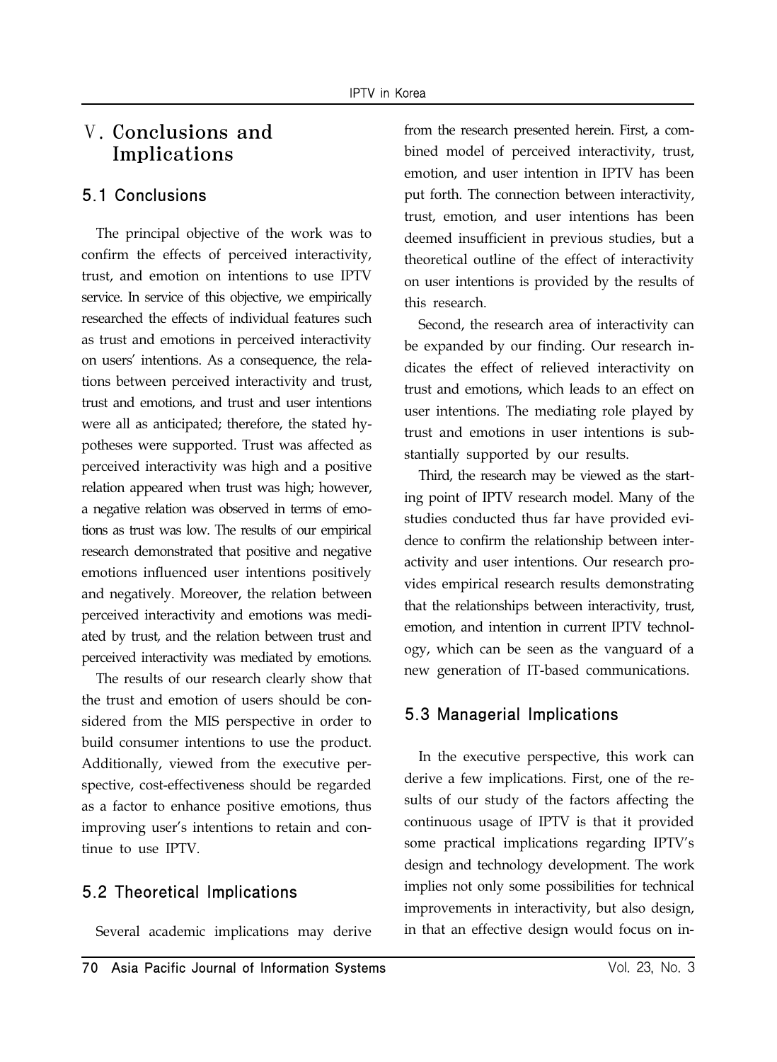# Ⅴ. Conclusions and Implications

## 5.1 Conclusions

The principal objective of the work was to confirm the effects of perceived interactivity, trust, and emotion on intentions to use IPTV service. In service of this objective, we empirically researched the effects of individual features such as trust and emotions in perceived interactivity on users' intentions. As a consequence, the relations between perceived interactivity and trust, trust and emotions, and trust and user intentions were all as anticipated; therefore, the stated hypotheses were supported. Trust was affected as perceived interactivity was high and a positive relation appeared when trust was high; however, a negative relation was observed in terms of emotions as trust was low. The results of our empirical research demonstrated that positive and negative emotions influenced user intentions positively and negatively. Moreover, the relation between perceived interactivity and emotions was mediated by trust, and the relation between trust and perceived interactivity was mediated by emotions.

The results of our research clearly show that the trust and emotion of users should be considered from the MIS perspective in order to build consumer intentions to use the product. Additionally, viewed from the executive perspective, cost-effectiveness should be regarded as a factor to enhance positive emotions, thus improving user's intentions to retain and continue to use IPTV.

## 5.2 Theoretical Implications

Several academic implications may derive from the research presented herein. First, a combined model of perceived interactivity, trust, emotion, and user intention in IPTV has been put forth. The connection between interactivity, trust, emotion, and user intentions has been deemed insufficient in previous studies, but a theoretical outline of the effect of interactivity on user intentions is provided by the results of this research.

Second, the research area of interactivity can be expanded by our finding. Our research indicates the effect of relieved interactivity on trust and emotions, which leads to an effect on user intentions. The mediating role played by trust and emotions in user intentions is substantially supported by our results.

Third, the research may be viewed as the starting point of IPTV research model. Many of the studies conducted thus far have provided evidence to confirm the relationship between interactivity and user intentions. Our research provides empirical research results demonstrating that the relationships between interactivity, trust, emotion, and intention in current IPTV technology, which can be seen as the vanguard of a new generation of IT-based communications.

## 5.3 Managerial Implications

In the executive perspective, this work can derive a few implications. First, one of the results of our study of the factors affecting the continuous usage of IPTV is that it provided some practical implications regarding IPTV's design and technology development. The work implies not only some possibilities for technical improvements in interactivity, but also design, in that an effective design would focus on in-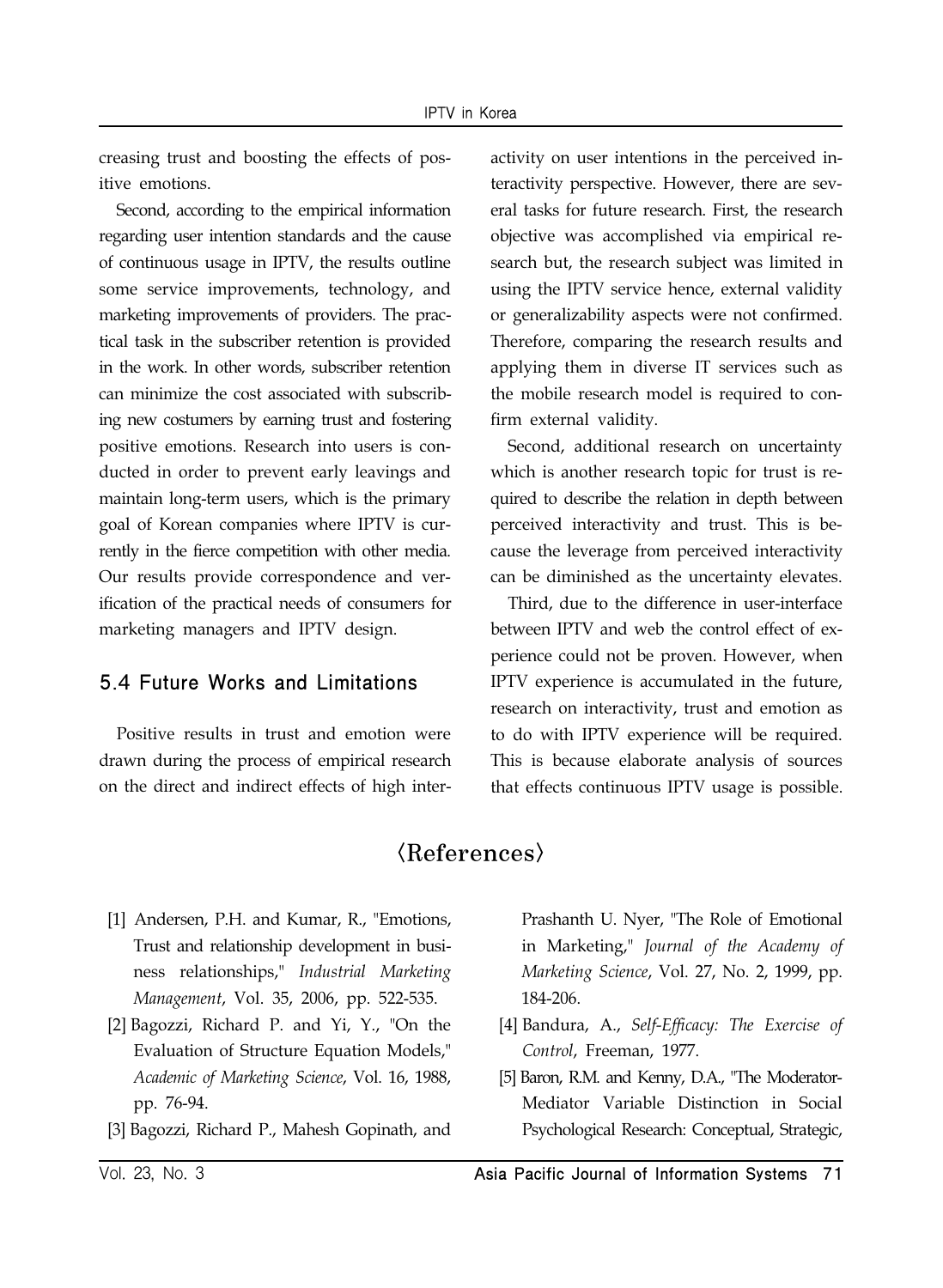creasing trust and boosting the effects of positive emotions.

Second, according to the empirical information regarding user intention standards and the cause of continuous usage in IPTV, the results outline some service improvements, technology, and marketing improvements of providers. The practical task in the subscriber retention is provided in the work. In other words, subscriber retention can minimize the cost associated with subscribing new costumers by earning trust and fostering positive emotions. Research into users is conducted in order to prevent early leavings and maintain long-term users, which is the primary goal of Korean companies where IPTV is currently in the fierce competition with other media. Our results provide correspondence and verification of the practical needs of consumers for marketing managers and IPTV design.

## 5.4 Future Works and Limitations

Positive results in trust and emotion were drawn during the process of empirical research on the direct and indirect effects of high interactivity on user intentions in the perceived interactivity perspective. However, there are several tasks for future research. First, the research objective was accomplished via empirical research but, the research subject was limited in using the IPTV service hence, external validity or generalizability aspects were not confirmed. Therefore, comparing the research results and applying them in diverse IT services such as the mobile research model is required to confirm external validity.

Second, additional research on uncertainty which is another research topic for trust is required to describe the relation in depth between perceived interactivity and trust. This is because the leverage from perceived interactivity can be diminished as the uncertainty elevates.

Third, due to the difference in user-interface between IPTV and web the control effect of experience could not be proven. However, when IPTV experience is accumulated in the future, research on interactivity, trust and emotion as to do with IPTV experience will be required. This is because elaborate analysis of sources that effects continuous IPTV usage is possible.

# 〈References〉

[1] Andersen, P.H. and Kumar, R., "Emotions, Trust and relationship development in business relationships," *Industrial Marketing Management*, Vol. 35, 2006, pp. 522-535.

[2] Bagozzi, Richard P. and Yi, Y., "On the Evaluation of Structure Equation Models," *Academic of Marketing Science*, Vol. 16, 1988, pp. 76-94.

[3] Bagozzi, Richard P., Mahesh Gopinath, and Prashanth U. Nyer, "The Role of Emotional in Marketing," *Journal of the Academy of Marketing Science*, Vol. 27, No. 2, 1999, pp. 184-206.

[4] Bandura, A., *Self-Efficacy: The Exercise of Control*, Freeman, 1977.

[5] Baron, R.M. and Kenny, D.A., "The Moderator-Mediator Variable Distinction in Social Psychological Research: Conceptual, Strategic,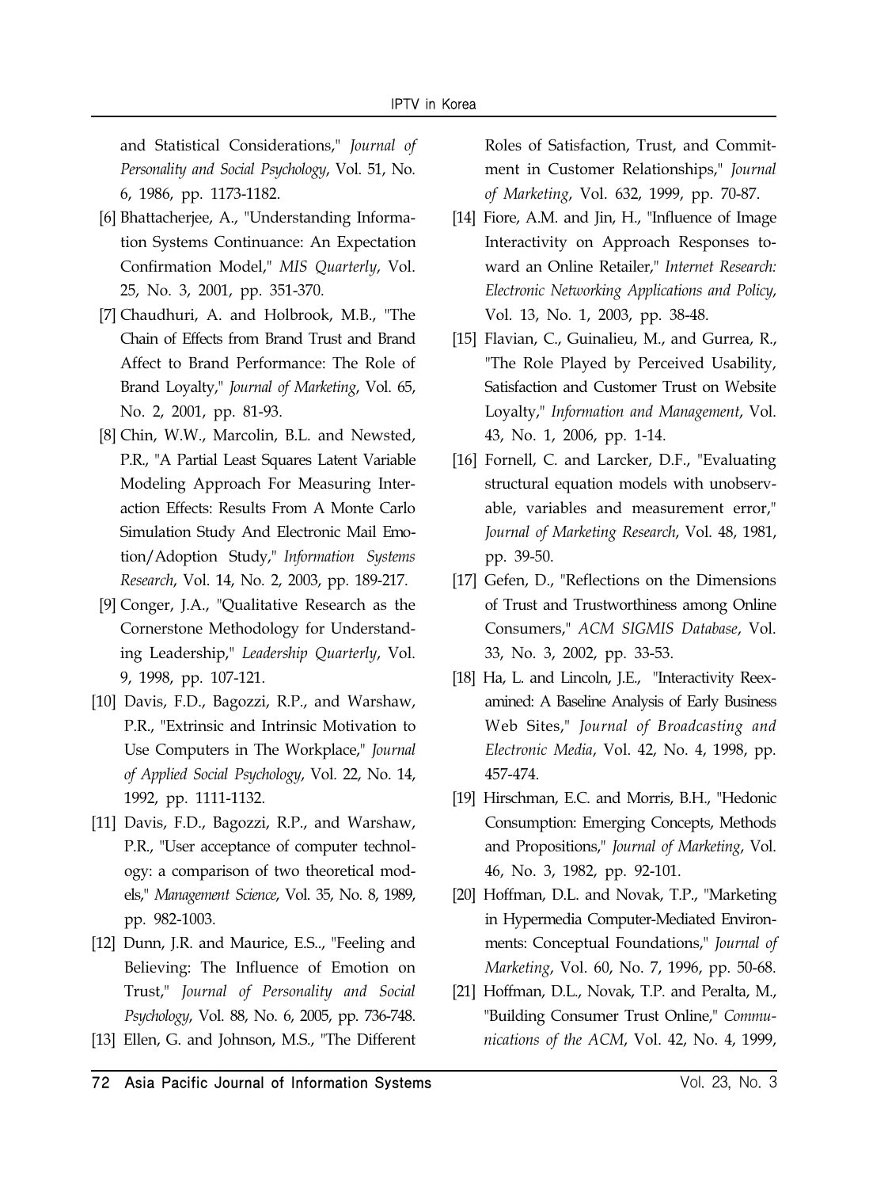and Statistical Considerations," *Journal of Personality and Social Psychology*, Vol. 51, No. 6, 1986, pp. 1173-1182.

[6] Bhattacherjee, A., "Understanding Information Systems Continuance: An Expectation Confirmation Model," *MIS Quarterly*, Vol. 25, No. 3, 2001, pp. 351-370.

[7] Chaudhuri, A. and Holbrook, M.B., "The Chain of Effects from Brand Trust and Brand Affect to Brand Performance: The Role of Brand Loyalty," *Journal of Marketing*, Vol. 65, No. 2, 2001, pp. 81-93.

[8] Chin, W.W., Marcolin, B.L. and Newsted, P.R., "A Partial Least Squares Latent Variable Modeling Approach For Measuring Interaction Effects: Results From A Monte Carlo Simulation Study And Electronic Mail Emotion/Adoption Study," *Information Systems Research*, Vol. 14, No. 2, 2003, pp. 189-217.

[9] Conger, J.A., "Qualitative Research as the Cornerstone Methodology for Understanding Leadership," *Leadership Quarterly*, Vol. 9, 1998, pp. 107-121.

[10] Davis, F.D., Bagozzi, R.P., and Warshaw, P.R., "Extrinsic and Intrinsic Motivation to Use Computers in The Workplace," *Journal of Applied Social Psychology*, Vol. 22, No. 14, 1992, pp. 1111-1132.

[11] Davis, F.D., Bagozzi, R.P., and Warshaw, P.R., "User acceptance of computer technology: a comparison of two theoretical models," *Management Science*, Vol. 35, No. 8, 1989, pp. 982-1003.

[12] Dunn, J.R. and Maurice, E.S.., "Feeling and Believing: The Influence of Emotion on Trust," *Journal of Personality and Social Psychology*, Vol. 88, No. 6, 2005, pp. 736-748.

[13] Ellen, G. and Johnson, M.S., "The Different Roles of Satisfaction, Trust, and Commitment in Customer Relationships," *Journal of Marketing*, Vol. 632, 1999, pp. 70-87.

[14] Fiore, A.M. and Jin, H., "Influence of Image Interactivity on Approach Responses toward an Online Retailer," *Internet Research: Electronic Networking Applications and Policy*, Vol. 13, No. 1, 2003, pp. 38-48.

[15] Flavian, C., Guinalieu, M., and Gurrea, R., "The Role Played by Perceived Usability, Satisfaction and Customer Trust on Website Loyalty," *Information and Management*, Vol. 43, No. 1, 2006, pp. 1-14.

[16] Fornell, C. and Larcker, D.F., "Evaluating structural equation models with unobservable, variables and measurement error," *Journal of Marketing Research*, Vol. 48, 1981, pp. 39-50.

[17] Gefen, D., "Reflections on the Dimensions of Trust and Trustworthiness among Online Consumers," *ACM SIGMIS Database*, Vol. 33, No. 3, 2002, pp. 33-53.

[18] Ha, L. and Lincoln, J.E., "Interactivity Reexamined: A Baseline Analysis of Early Business Web Sites," *Journal of Broadcasting and Electronic Media*, Vol. 42, No. 4, 1998, pp. 457-474.

[19] Hirschman, E.C. and Morris, B.H., "Hedonic Consumption: Emerging Concepts, Methods and Propositions," *Journal of Marketing*, Vol. 46, No. 3, 1982, pp. 92-101.

[20] Hoffman, D.L. and Novak, T.P., "Marketing in Hypermedia Computer-Mediated Environments: Conceptual Foundations," *Journal of Marketing*, Vol. 60, No. 7, 1996, pp. 50-68.

[21] Hoffman, D.L., Novak, T.P. and Peralta, M., "Building Consumer Trust Online," *Communications of the ACM*, Vol. 42, No. 4, 1999,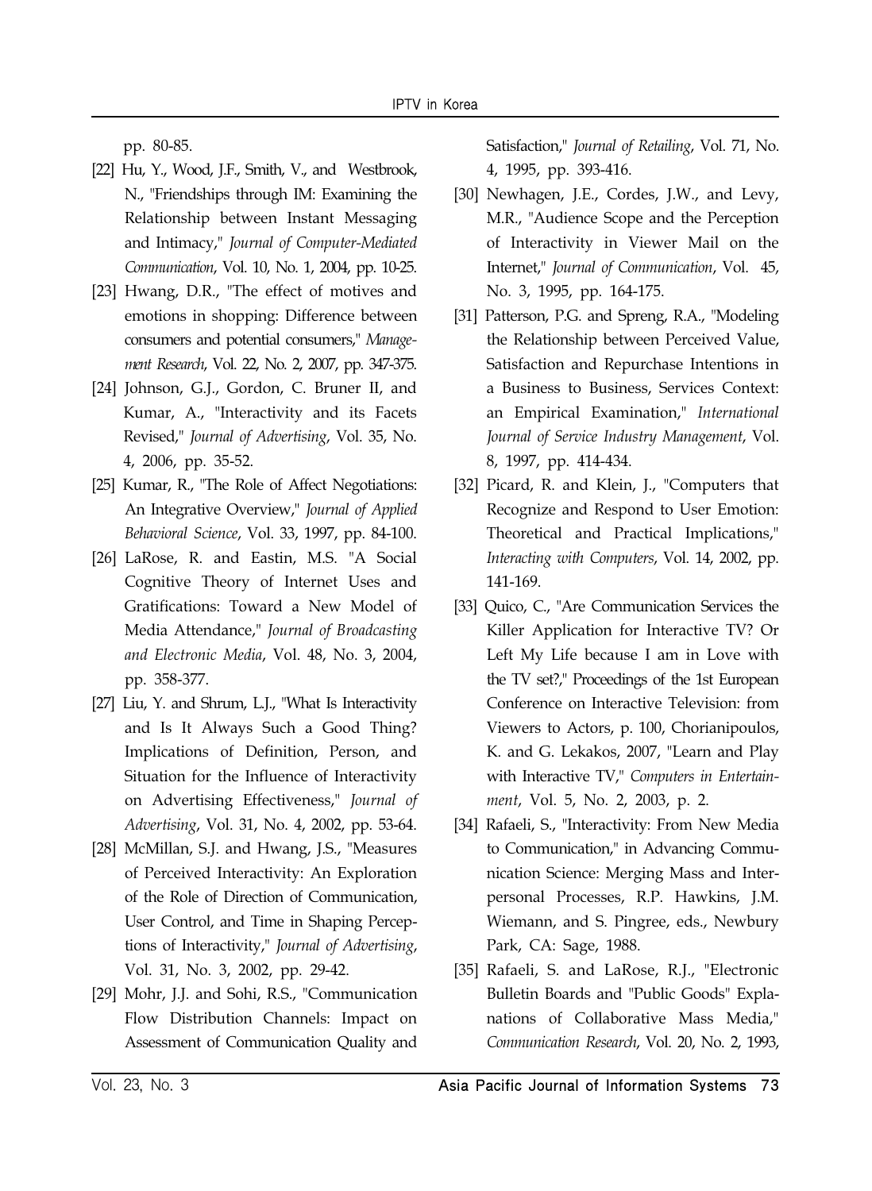pp. 80-85.

[22] Hu, Y., Wood, J.F., Smith, V., and Westbrook, N., "Friendships through IM: Examining the Relationship between Instant Messaging and Intimacy," *Journal of Computer-Mediated Communication*, Vol. 10, No. 1, 2004, pp. 10-25.

[23] Hwang, D.R., "The effect of motives and emotions in shopping: Difference between consumers and potential consumers," *Management Research*, Vol. 22, No. 2, 2007, pp. 347-375.

[24] Johnson, G.J., Gordon, C. Bruner II, and Kumar, A., "Interactivity and its Facets Revised," *Journal of Advertising*, Vol. 35, No. 4, 2006, pp. 35-52.

[25] Kumar, R., "The Role of Affect Negotiations: An Integrative Overview," *Journal of Applied Behavioral Science*, Vol. 33, 1997, pp. 84-100.

[26] LaRose, R. and Eastin, M.S. "A Social Cognitive Theory of Internet Uses and Gratifications: Toward a New Model of Media Attendance," *Journal of Broadcasting and Electronic Media*, Vol. 48, No. 3, 2004, pp. 358-377.

[27] Liu, Y. and Shrum, L.J., "What Is Interactivity and Is It Always Such a Good Thing? Implications of Definition, Person, and Situation for the Influence of Interactivity on Advertising Effectiveness," *Journal of Advertising*, Vol. 31, No. 4, 2002, pp. 53-64.

[28] McMillan, S.J. and Hwang, J.S., "Measures of Perceived Interactivity: An Exploration of the Role of Direction of Communication, User Control, and Time in Shaping Perceptions of Interactivity," *Journal of Advertising*, Vol. 31, No. 3, 2002, pp. 29-42.

[29] Mohr, J.J. and Sohi, R.S., "Communication Flow Distribution Channels: Impact on Assessment of Communication Quality and Satisfaction," *Journal of Retailing*, Vol. 71, No. 4, 1995, pp. 393-416.

[30] Newhagen, J.E., Cordes, J.W., and Levy, M.R., "Audience Scope and the Perception of Interactivity in Viewer Mail on the Internet," *Journal of Communication*, Vol. 45, No. 3, 1995, pp. 164-175.

[31] Patterson, P.G. and Spreng, R.A., "Modeling the Relationship between Perceived Value, Satisfaction and Repurchase Intentions in a Business to Business, Services Context: an Empirical Examination," *International Journal of Service Industry Management*, Vol. 8, 1997, pp. 414-434.

[32] Picard, R. and Klein, J., "Computers that Recognize and Respond to User Emotion: Theoretical and Practical Implications," *Interacting with Computers*, Vol. 14, 2002, pp. 141-169.

[33] Quico, C., "Are Communication Services the Killer Application for Interactive TV? Or Left My Life because I am in Love with the TV set?," Proceedings of the 1st European Conference on Interactive Television: from Viewers to Actors, p. 100, Chorianipoulos, K. and G. Lekakos, 2007, "Learn and Play with Interactive TV," *Computers in Entertainment*, Vol. 5, No. 2, 2003, p. 2.

[34] Rafaeli, S., "Interactivity: From New Media to Communication," in Advancing Communication Science: Merging Mass and Interpersonal Processes, R.P. Hawkins, J.M. Wiemann, and S. Pingree, eds., Newbury Park, CA: Sage, 1988.

[35] Rafaeli, S. and LaRose, R.J., "Electronic Bulletin Boards and "Public Goods" Explanations of Collaborative Mass Media," *Communication Research*, Vol. 20, No. 2, 1993,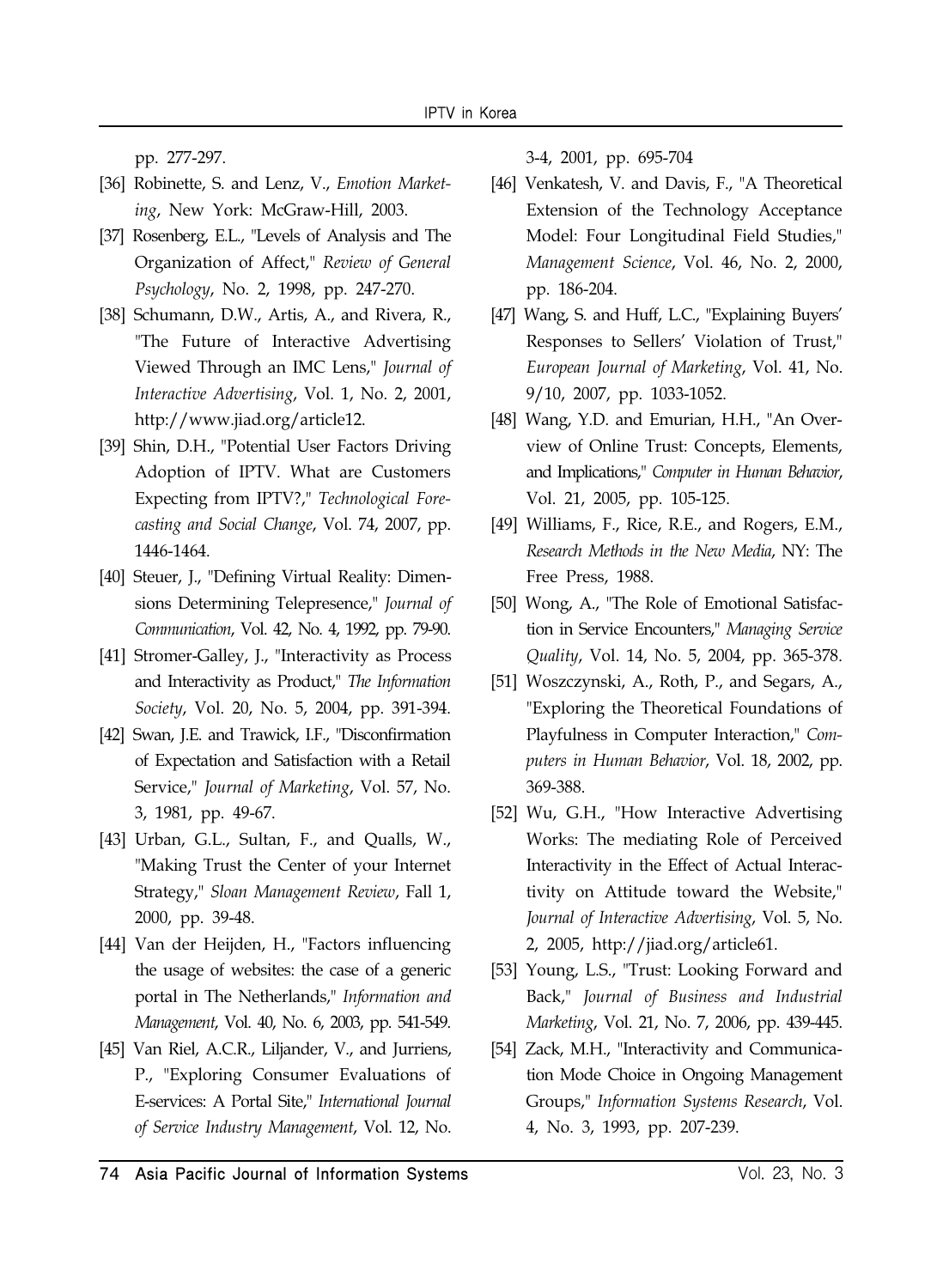pp. 277-297.

[36] Robinette, S. and Lenz, V., *Emotion Marketing*, New York: McGraw-Hill, 2003.

[37] Rosenberg, E.L., "Levels of Analysis and The Organization of Affect," *Review of General Psychology*, No. 2, 1998, pp. 247-270.

[38] Schumann, D.W., Artis, A., and Rivera, R., "The Future of Interactive Advertising Viewed Through an IMC Lens," *Journal of Interactive Advertising*, Vol. 1, No. 2, 2001, http://www.jiad.org/article12.

[39] Shin, D.H., "Potential User Factors Driving Adoption of IPTV. What are Customers Expecting from IPTV?," *Technological Forecasting and Social Change*, Vol. 74, 2007, pp. 1446-1464.

[40] Steuer, J., "Defining Virtual Reality: Dimensions Determining Telepresence," *Journal of Communication*, Vol. 42, No. 4, 1992, pp. 79-90.

[41] Stromer-Galley, J., "Interactivity as Process and Interactivity as Product," *The Information Society*, Vol. 20, No. 5, 2004, pp. 391-394.

[42] Swan, J.E. and Trawick, I.F., "Disconfirmation of Expectation and Satisfaction with a Retail Service," *Journal of Marketing*, Vol. 57, No. 3, 1981, pp. 49-67.

[43] Urban, G.L., Sultan, F., and Qualls, W., "Making Trust the Center of your Internet Strategy," *Sloan Management Review*, Fall 1, 2000, pp. 39-48.

[44] Van der Heijden, H., "Factors influencing the usage of websites: the case of a generic portal in The Netherlands," *Information and Management*, Vol. 40, No. 6, 2003, pp. 541-549.

[45] Van Riel, A.C.R., Liljander, V., and Jurriens, P., "Exploring Consumer Evaluations of E-services: A Portal Site," *International Journal of Service Industry Management*, Vol. 12, No. 3-4, 2001, pp. 695-704

[46] Venkatesh, V. and Davis, F., "A Theoretical Extension of the Technology Acceptance Model: Four Longitudinal Field Studies," *Management Science*, Vol. 46, No. 2, 2000, pp. 186-204.

[47] Wang, S. and Huff, L.C., "Explaining Buyers' Responses to Sellers' Violation of Trust," *European Journal of Marketing*, Vol. 41, No. 9/10, 2007, pp. 1033-1052.

[48] Wang, Y.D. and Emurian, H.H., "An Overview of Online Trust: Concepts, Elements, and Implications," *Computer in Human Behavior*, Vol. 21, 2005, pp. 105-125.

[49] Williams, F., Rice, R.E., and Rogers, E.M., *Research Methods in the New Media*, NY: The Free Press, 1988.

[50] Wong, A., "The Role of Emotional Satisfaction in Service Encounters," *Managing Service Quality*, Vol. 14, No. 5, 2004, pp. 365-378.

[51] Woszczynski, A., Roth, P., and Segars, A., "Exploring the Theoretical Foundations of Playfulness in Computer Interaction," *Computers in Human Behavior*, Vol. 18, 2002, pp. 369-388.

[52] Wu, G.H., "How Interactive Advertising Works: The mediating Role of Perceived Interactivity in the Effect of Actual Interactivity on Attitude toward the Website," *Journal of Interactive Advertising*, Vol. 5, No. 2, 2005, http://jiad.org/article61.

[53] Young, L.S., "Trust: Looking Forward and Back," *Journal of Business and Industrial Marketing*, Vol. 21, No. 7, 2006, pp. 439-445.

[54] Zack, M.H., "Interactivity and Communication Mode Choice in Ongoing Management Groups," *Information Systems Research*, Vol. 4, No. 3, 1993, pp. 207-239.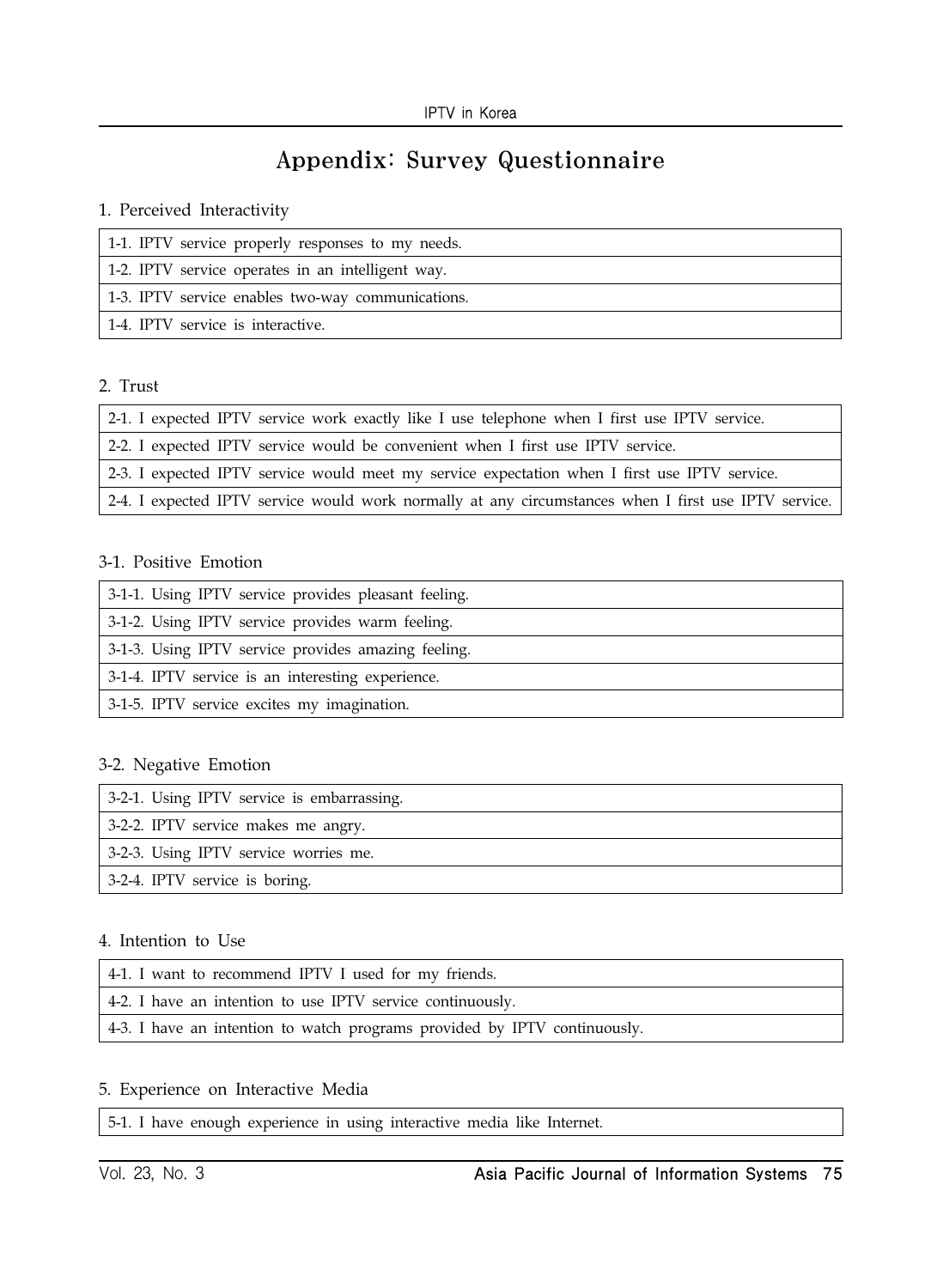# Appendix: Survey Questionnaire

1. Perceived Interactivity

| 1-1. IPTV service properly responses to my needs. |
|---|
| 1-2. IPTV service operates in an intelligent way. |
| 1-3. IPTV service enables two-way communications. |
| 1-4. IPTV service is interactive. |

2. Trust

| 2-1. I expected IPTV service work exactly like I use telephone when I first use IPTV service. |
|---|
| 2-2. I expected IPTV service would be convenient when I first use IPTV service. |
| 2-3. I expected IPTV service would meet my service expectation when I first use IPTV service. |
| 2-4. I expected IPTV service would work normally at any circumstances when I first use IPTV service. |

3-1. Positive Emotion

| 3-1-1. Using IPTV service provides pleasant feeling. |
|---|
| 3-1-2. Using IPTV service provides warm feeling. |
| 3-1-3. Using IPTV service provides amazing feeling. |
| 3-1-4. IPTV service is an interesting experience. |
| 3-1-5. IPTV service excites my imagination. |

3-2. Negative Emotion

| 3-2-1. Using IPTV service is embarrassing. |
|---|
| 3-2-2. IPTV service makes me angry. |
| 3-2-3. Using IPTV service worries me. |
| 3-2-4. IPTV service is boring. |

4. Intention to Use

| 4-1. I want to recommend IPTV I used for my friends. |
|---|
| 4-2. I have an intention to use IPTV service continuously. |
| 4-3. I have an intention to watch programs provided by IPTV continuously. |

5. Experience on Interactive Media

| 5-1. I have enough experience in using interactive media like Internet. |
|---|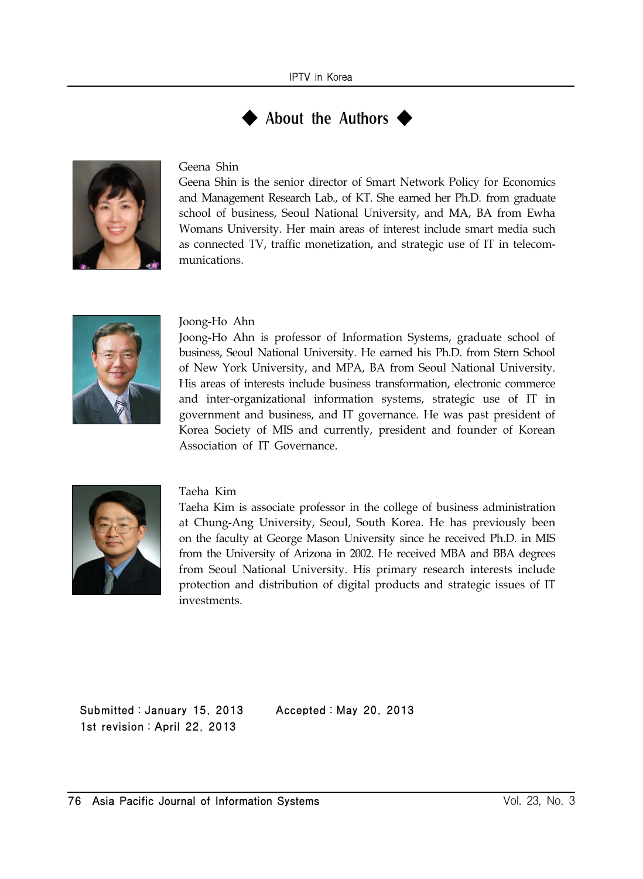## ◆ About the Authors ◆

Geena Shin

Geena Shin is the senior director of Smart Network Policy for Economics and Management Research Lab., of KT. She earned her Ph.D. from graduate school of business, Seoul National University, and MA, BA from Ewha Womans University. Her main areas of interest include smart media such as connected TV, traffic monetization, and strategic use of IT in telecommunications.

Joong-Ho Ahn

Joong-Ho Ahn is professor of Information Systems, graduate school of business, Seoul National University. He earned his Ph.D. from Stern School of New York University, and MPA, BA from Seoul National University. His areas of interests include business transformation, electronic commerce and inter-organizational information systems, strategic use of IT in government and business, and IT governance. He was past president of Korea Society of MIS and currently, president and founder of Korean Association of IT Governance.

Taeha Kim

Taeha Kim is associate professor in the college of business administration at Chung-Ang University, Seoul, South Korea. He has previously been on the faculty at George Mason University since he received Ph.D. in MIS from the University of Arizona in 2002. He received MBA and BBA degrees from Seoul National University. His primary research interests include protection and distribution of digital products and strategic issues of IT investments.

**Submitted : January 15, 2013**
**1st revision : April 22, 2013**
**Accepted : May 20, 2013**